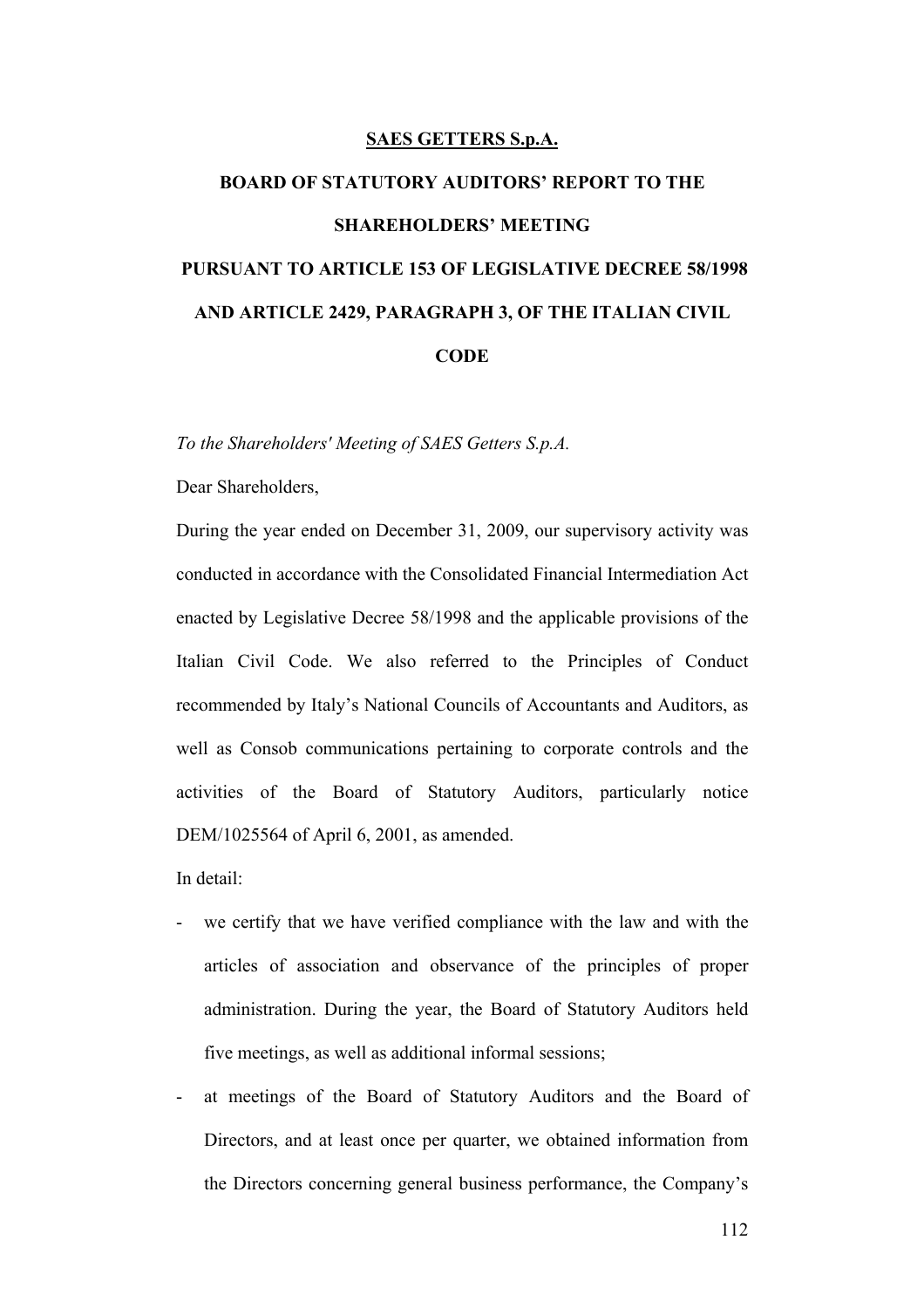**SAES GETTERS S.p.A.**

# BOARD OF STATUTORY AUDITORS' REPORT TO THE SHAREHOLDERS' MEETING PURSUANT TO ARTICLE 153 OF LEGISLATIVE DECREE 58/1998 AND ARTICLE 2429, PARAGRAPH 3, OF THE ITALIAN CIVIL CODE

*To the Shareholders' Meeting of SAES Getters S.p.A.*

Dear Shareholders,

During the year ended on December 31, 2009, our supervisory activity was conducted in accordance with the Consolidated Financial Intermediation Act enacted by Legislative Decree 58/1998 and the applicable provisions of the Italian Civil Code. We also referred to the Principles of Conduct recommended by Italy's National Councils of Accountants and Auditors, as well as Consob communications pertaining to corporate controls and the activities of the Board of Statutory Auditors, particularly notice DEM/1025564 of April 6, 2001, as amended.

In detail:

- we certify that we have verified compliance with the law and with the articles of association and observance of the principles of proper administration. During the year, the Board of Statutory Auditors held five meetings, as well as additional informal sessions;
- at meetings of the Board of Statutory Auditors and the Board of Directors, and at least once per quarter, we obtained information from the Directors concerning general business performance, the Company's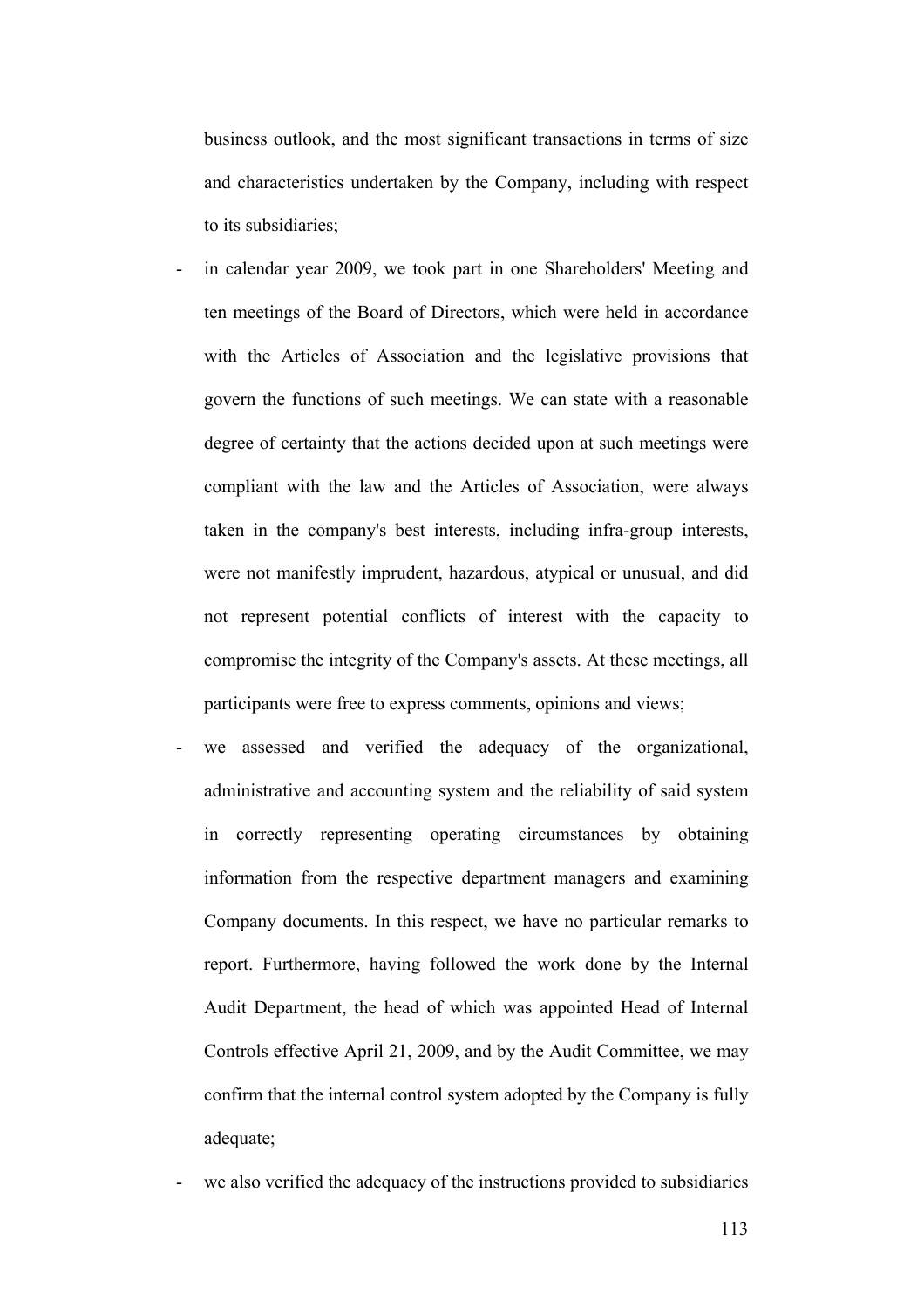business outlook, and the most significant transactions in terms of size and characteristics undertaken by the Company, including with respect to its subsidiaries;

- in calendar year 2009, we took part in one Shareholders' Meeting and ten meetings of the Board of Directors, which were held in accordance with the Articles of Association and the legislative provisions that govern the functions of such meetings. We can state with a reasonable degree of certainty that the actions decided upon at such meetings were compliant with the law and the Articles of Association, were always taken in the company's best interests, including infra-group interests, were not manifestly imprudent, hazardous, atypical or unusual, and did not represent potential conflicts of interest with the capacity to compromise the integrity of the Company's assets. At these meetings, all participants were free to express comments, opinions and views;
- we assessed and verified the adequacy of the organizational, administrative and accounting system and the reliability of said system in correctly representing operating circumstances by obtaining information from the respective department managers and examining Company documents. In this respect, we have no particular remarks to report. Furthermore, having followed the work done by the Internal Audit Department, the head of which was appointed Head of Internal Controls effective April 21, 2009, and by the Audit Committee, we may confirm that the internal control system adopted by the Company is fully adequate;
- we also verified the adequacy of the instructions provided to subsidiaries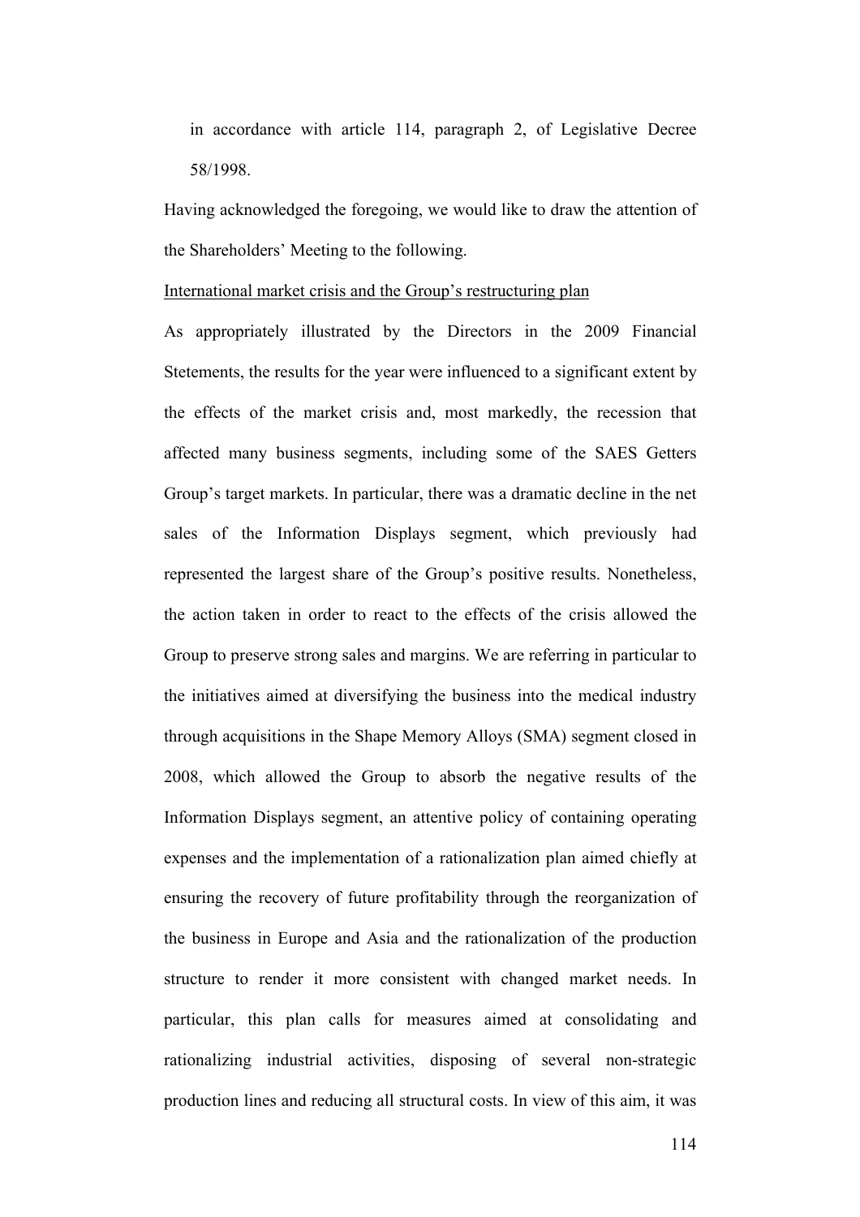in accordance with article 114, paragraph 2, of Legislative Decree 58/1998.

Having acknowledged the foregoing, we would like to draw the attention of the Shareholders' Meeting to the following.

International market crisis and the Group's restructuring plan

As appropriately illustrated by the Directors in the 2009 Financial Stetements, the results for the year were influenced to a significant extent by the effects of the market crisis and, most markedly, the recession that affected many business segments, including some of the SAES Getters Group's target markets. In particular, there was a dramatic decline in the net sales of the Information Displays segment, which previously had represented the largest share of the Group's positive results. Nonetheless, the action taken in order to react to the effects of the crisis allowed the Group to preserve strong sales and margins. We are referring in particular to the initiatives aimed at diversifying the business into the medical industry through acquisitions in the Shape Memory Alloys (SMA) segment closed in 2008, which allowed the Group to absorb the negative results of the Information Displays segment, an attentive policy of containing operating expenses and the implementation of a rationalization plan aimed chiefly at ensuring the recovery of future profitability through the reorganization of the business in Europe and Asia and the rationalization of the production structure to render it more consistent with changed market needs. In particular, this plan calls for measures aimed at consolidating and rationalizing industrial activities, disposing of several non-strategic production lines and reducing all structural costs. In view of this aim, it was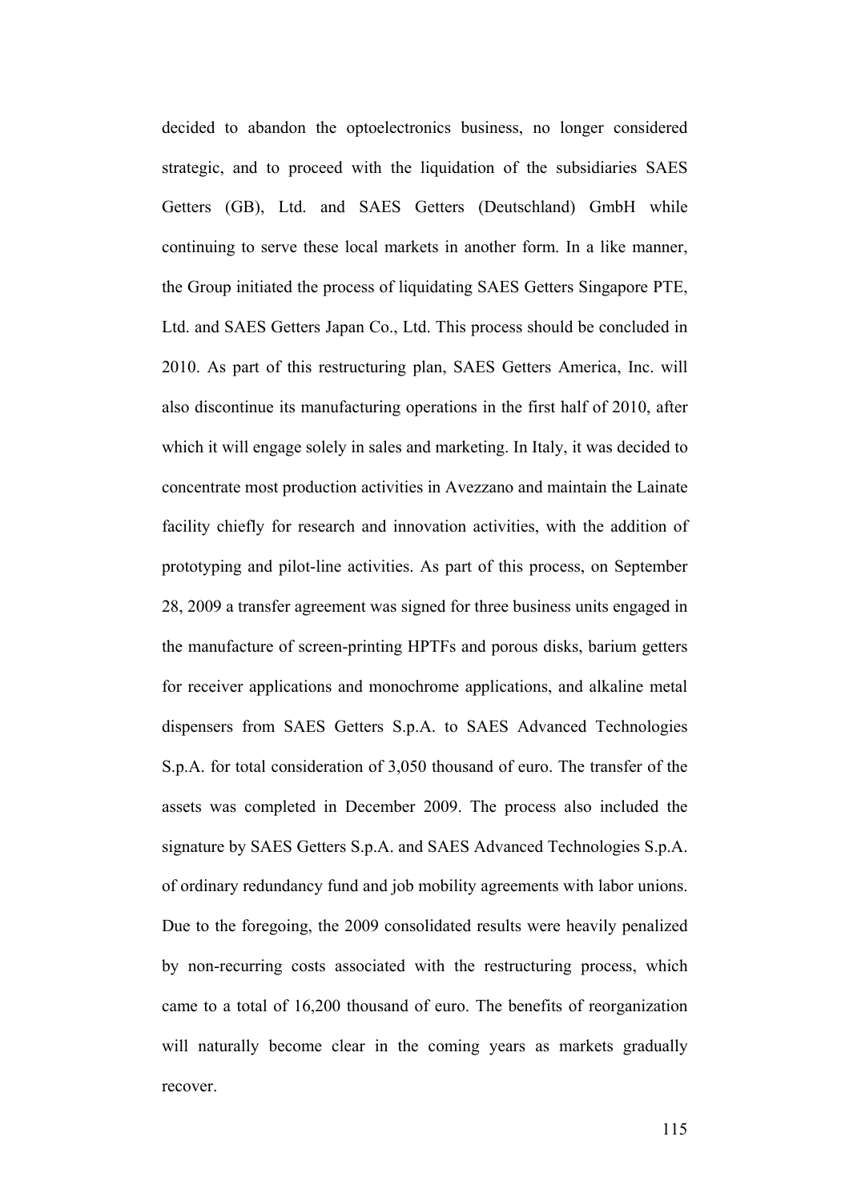decided to abandon the optoelectronics business, no longer considered strategic, and to proceed with the liquidation of the subsidiaries SAES Getters (GB), Ltd. and SAES Getters (Deutschland) GmbH while continuing to serve these local markets in another form. In a like manner, the Group initiated the process of liquidating SAES Getters Singapore PTE, Ltd. and SAES Getters Japan Co., Ltd. This process should be concluded in 2010. As part of this restructuring plan, SAES Getters America, Inc. will also discontinue its manufacturing operations in the first half of 2010, after which it will engage solely in sales and marketing. In Italy, it was decided to concentrate most production activities in Avezzano and maintain the Lainate facility chiefly for research and innovation activities, with the addition of prototyping and pilot-line activities. As part of this process, on September 28, 2009 a transfer agreement was signed for three business units engaged in the manufacture of screen-printing HPTFs and porous disks, barium getters for receiver applications and monochrome applications, and alkaline metal dispensers from SAES Getters S.p.A. to SAES Advanced Technologies S.p.A. for total consideration of 3,050 thousand of euro. The transfer of the assets was completed in December 2009. The process also included the signature by SAES Getters S.p.A. and SAES Advanced Technologies S.p.A. of ordinary redundancy fund and job mobility agreements with labor unions. Due to the foregoing, the 2009 consolidated results were heavily penalized by non-recurring costs associated with the restructuring process, which came to a total of 16,200 thousand of euro. The benefits of reorganization will naturally become clear in the coming years as markets gradually recover.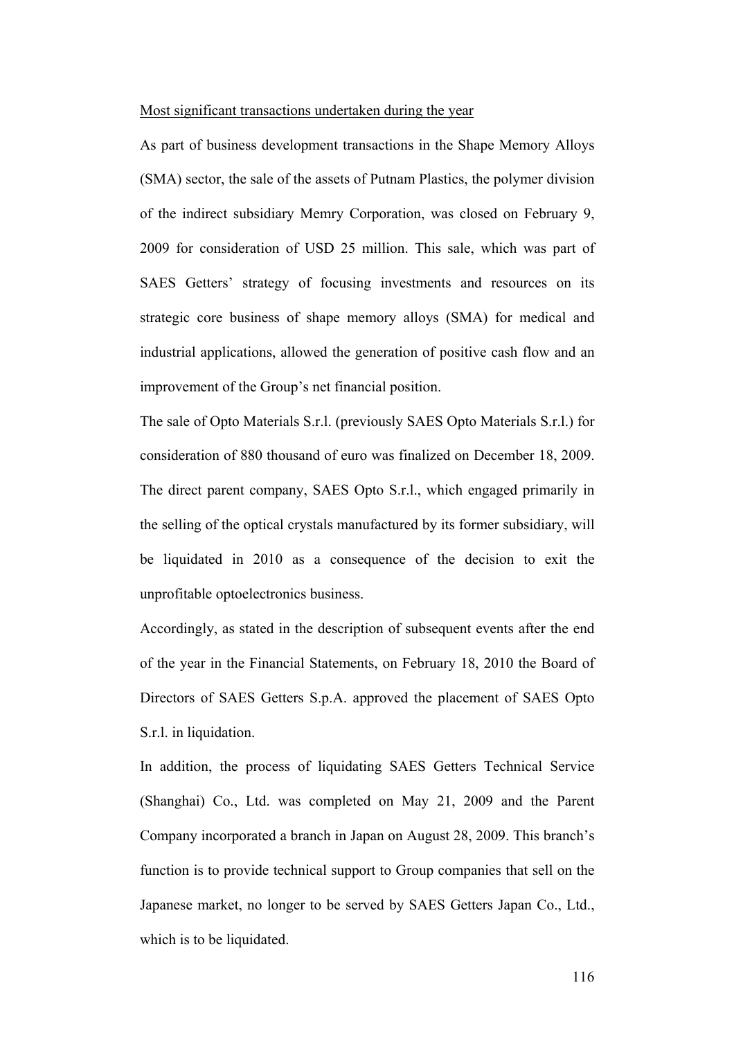Most significant transactions undertaken during the year

As part of business development transactions in the Shape Memory Alloys (SMA) sector, the sale of the assets of Putnam Plastics, the polymer division of the indirect subsidiary Memry Corporation, was closed on February 9, 2009 for consideration of USD 25 million. This sale, which was part of SAES Getters' strategy of focusing investments and resources on its strategic core business of shape memory alloys (SMA) for medical and industrial applications, allowed the generation of positive cash flow and an improvement of the Group's net financial position.

The sale of Opto Materials S.r.l. (previously SAES Opto Materials S.r.l.) for consideration of 880 thousand of euro was finalized on December 18, 2009. The direct parent company, SAES Opto S.r.l., which engaged primarily in the selling of the optical crystals manufactured by its former subsidiary, will be liquidated in 2010 as a consequence of the decision to exit the unprofitable optoelectronics business.

Accordingly, as stated in the description of subsequent events after the end of the year in the Financial Statements, on February 18, 2010 the Board of Directors of SAES Getters S.p.A. approved the placement of SAES Opto S.r.l. in liquidation.

In addition, the process of liquidating SAES Getters Technical Service (Shanghai) Co., Ltd. was completed on May 21, 2009 and the Parent Company incorporated a branch in Japan on August 28, 2009. This branch's function is to provide technical support to Group companies that sell on the Japanese market, no longer to be served by SAES Getters Japan Co., Ltd., which is to be liquidated.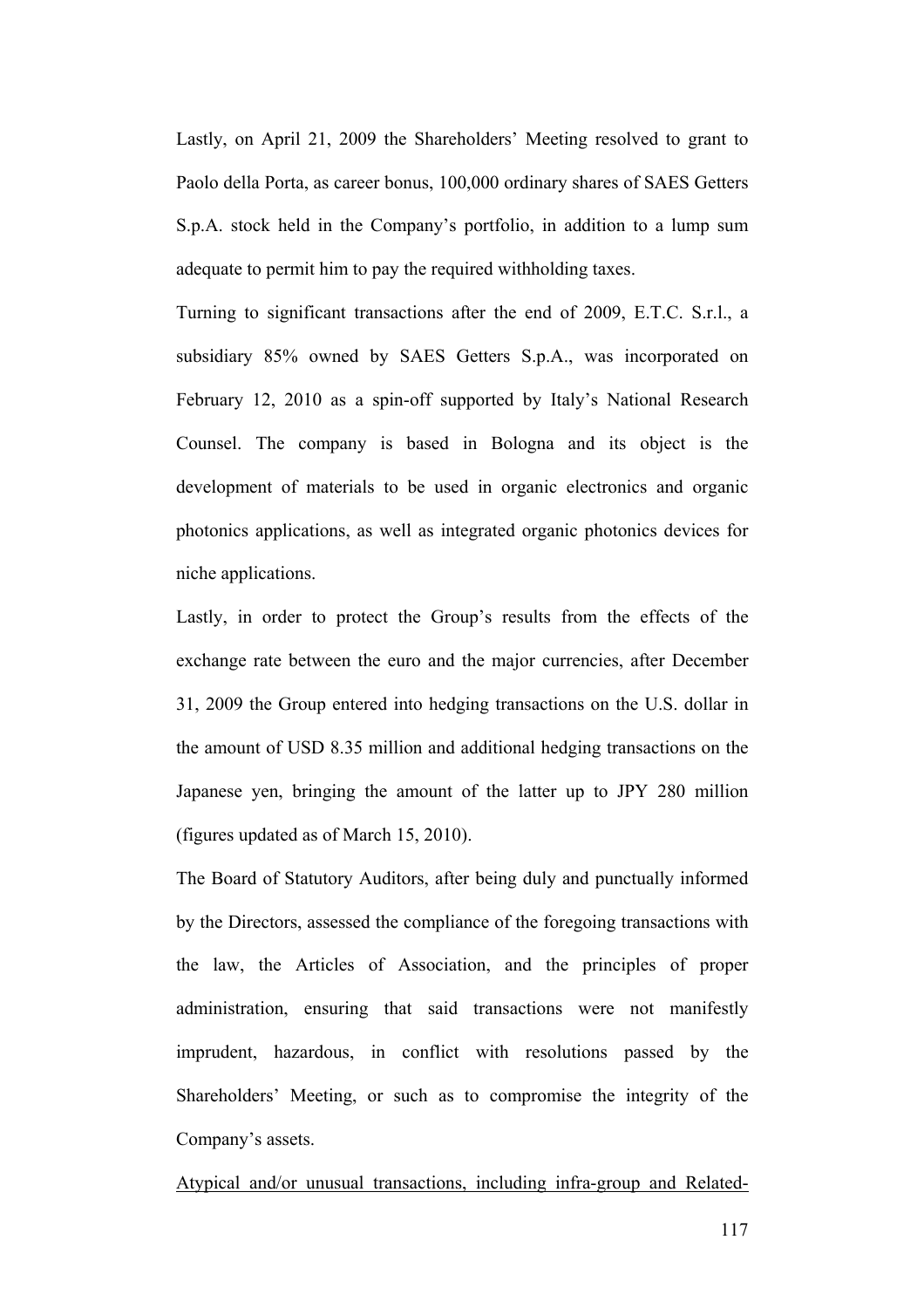Lastly, on April 21, 2009 the Shareholders' Meeting resolved to grant to Paolo della Porta, as career bonus, 100,000 ordinary shares of SAES Getters S.p.A. stock held in the Company's portfolio, in addition to a lump sum adequate to permit him to pay the required withholding taxes.

Turning to significant transactions after the end of 2009, E.T.C. S.r.l., a subsidiary 85% owned by SAES Getters S.p.A., was incorporated on February 12, 2010 as a spin-off supported by Italy's National Research Counsel. The company is based in Bologna and its object is the development of materials to be used in organic electronics and organic photonics applications, as well as integrated organic photonics devices for niche applications.

Lastly, in order to protect the Group's results from the effects of the exchange rate between the euro and the major currencies, after December 31, 2009 the Group entered into hedging transactions on the U.S. dollar in the amount of USD 8.35 million and additional hedging transactions on the Japanese yen, bringing the amount of the latter up to JPY 280 million (figures updated as of March 15, 2010).

The Board of Statutory Auditors, after being duly and punctually informed by the Directors, assessed the compliance of the foregoing transactions with the law, the Articles of Association, and the principles of proper administration, ensuring that said transactions were not manifestly imprudent, hazardous, in conflict with resolutions passed by the Shareholders' Meeting, or such as to compromise the integrity of the Company's assets.

<u>Atypical and/or unusual transactions, including infra-group and Related-</u>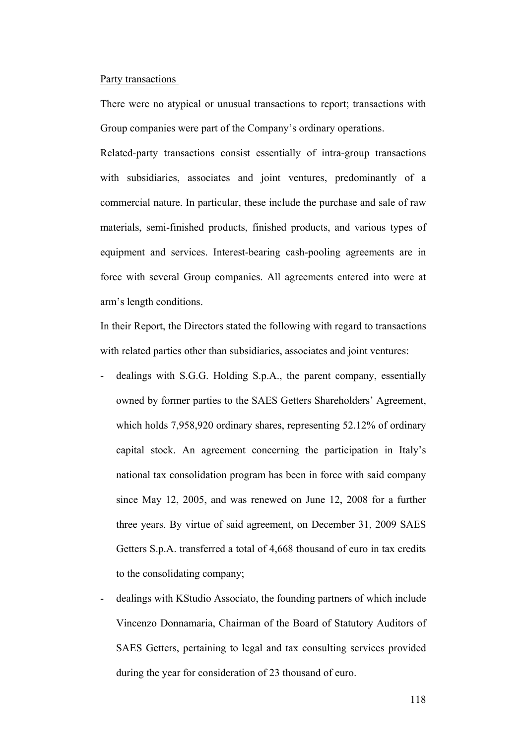Party transactions

There were no atypical or unusual transactions to report; transactions with Group companies were part of the Company's ordinary operations.

Related-party transactions consist essentially of intra-group transactions with subsidiaries, associates and joint ventures, predominantly of a commercial nature. In particular, these include the purchase and sale of raw materials, semi-finished products, finished products, and various types of equipment and services. Interest-bearing cash-pooling agreements are in force with several Group companies. All agreements entered into were at arm's length conditions.

In their Report, the Directors stated the following with regard to transactions with related parties other than subsidiaries, associates and joint ventures:

- dealings with S.G.G. Holding S.p.A., the parent company, essentially owned by former parties to the SAES Getters Shareholders' Agreement, which holds 7,958,920 ordinary shares, representing 52.12% of ordinary capital stock. An agreement concerning the participation in Italy's national tax consolidation program has been in force with said company since May 12, 2005, and was renewed on June 12, 2008 for a further three years. By virtue of said agreement, on December 31, 2009 SAES Getters S.p.A. transferred a total of 4,668 thousand of euro in tax credits to the consolidating company;
- dealings with KStudio Associato, the founding partners of which include Vincenzo Donnamaria, Chairman of the Board of Statutory Auditors of SAES Getters, pertaining to legal and tax consulting services provided during the year for consideration of 23 thousand of euro.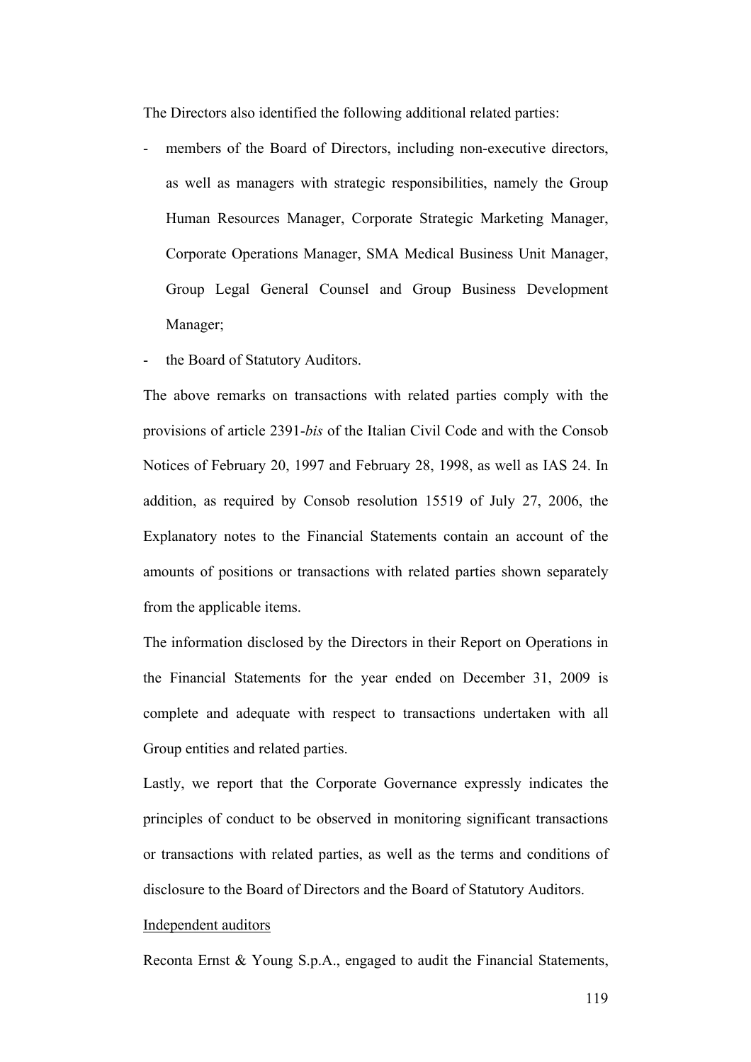The Directors also identified the following additional related parties:

- members of the Board of Directors, including non-executive directors, as well as managers with strategic responsibilities, namely the Group Human Resources Manager, Corporate Strategic Marketing Manager, Corporate Operations Manager, SMA Medical Business Unit Manager, Group Legal General Counsel and Group Business Development Manager;
- the Board of Statutory Auditors.

The above remarks on transactions with related parties comply with the provisions of article 2391-*bis* of the Italian Civil Code and with the Consob Notices of February 20, 1997 and February 28, 1998, as well as IAS 24. In addition, as required by Consob resolution 15519 of July 27, 2006, the Explanatory notes to the Financial Statements contain an account of the amounts of positions or transactions with related parties shown separately from the applicable items.

The information disclosed by the Directors in their Report on Operations in the Financial Statements for the year ended on December 31, 2009 is complete and adequate with respect to transactions undertaken with all Group entities and related parties.

Lastly, we report that the Corporate Governance expressly indicates the principles of conduct to be observed in monitoring significant transactions or transactions with related parties, as well as the terms and conditions of disclosure to the Board of Directors and the Board of Statutory Auditors.

<u>Independent auditors</u>

Reconta Ernst & Young S.p.A., engaged to audit the Financial Statements,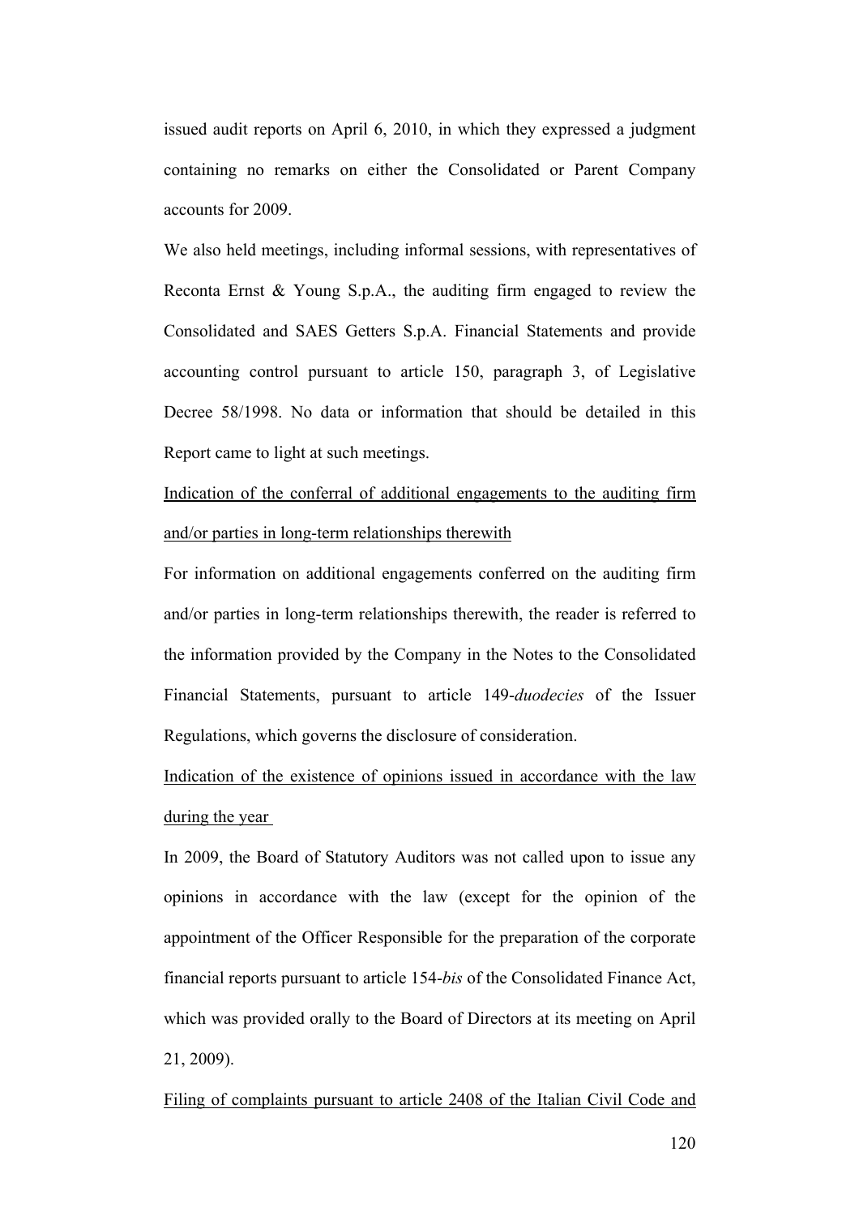issued audit reports on April 6, 2010, in which they expressed a judgment containing no remarks on either the Consolidated or Parent Company accounts for 2009.

We also held meetings, including informal sessions, with representatives of Reconta Ernst & Young S.p.A., the auditing firm engaged to review the Consolidated and SAES Getters S.p.A. Financial Statements and provide accounting control pursuant to article 150, paragraph 3, of Legislative Decree 58/1998. No data or information that should be detailed in this Report came to light at such meetings.

<u>Indication of the conferral of additional engagements to the auditing firm and/or parties in long-term relationships therewith</u>

For information on additional engagements conferred on the auditing firm and/or parties in long-term relationships therewith, the reader is referred to the information provided by the Company in the Notes to the Consolidated Financial Statements, pursuant to article 149-*duodecies* of the Issuer Regulations, which governs the disclosure of consideration.

<u>Indication of the existence of opinions issued in accordance with the law during the year</u>

In 2009, the Board of Statutory Auditors was not called upon to issue any opinions in accordance with the law (except for the opinion of the appointment of the Officer Responsible for the preparation of the corporate financial reports pursuant to article 154-*bis* of the Consolidated Finance Act, which was provided orally to the Board of Directors at its meeting on April 21, 2009).

<u>Filing of complaints pursuant to article 2408 of the Italian Civil Code and</u>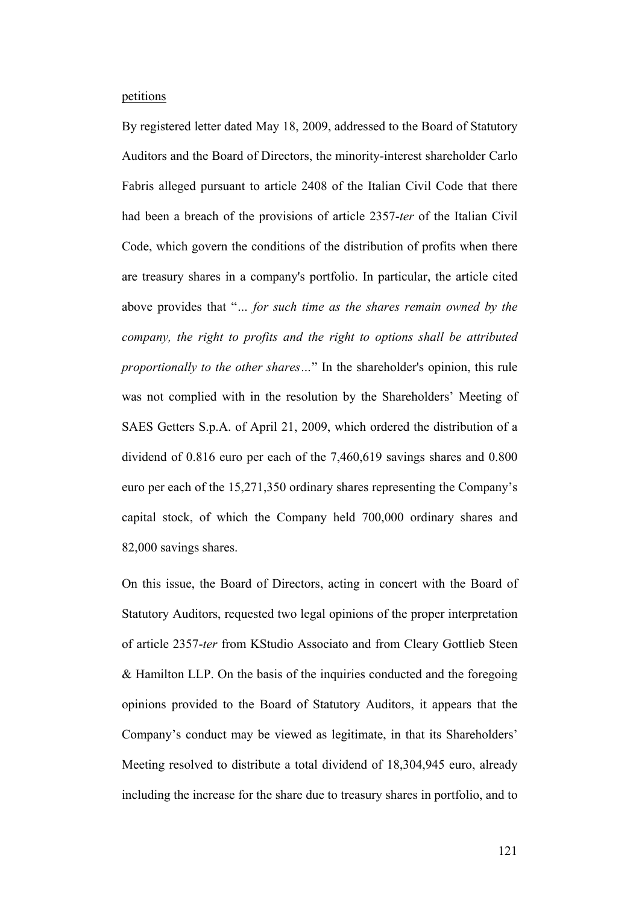petitions

By registered letter dated May 18, 2009, addressed to the Board of Statutory Auditors and the Board of Directors, the minority-interest shareholder Carlo Fabris alleged pursuant to article 2408 of the Italian Civil Code that there had been a breach of the provisions of article 2357-*ter* of the Italian Civil Code, which govern the conditions of the distribution of profits when there are treasury shares in a company's portfolio. In particular, the article cited above provides that "*… for such time as the shares remain owned by the company, the right to profits and the right to options shall be attributed proportionally to the other shares…*" In the shareholder's opinion, this rule was not complied with in the resolution by the Shareholders' Meeting of SAES Getters S.p.A. of April 21, 2009, which ordered the distribution of a dividend of 0.816 euro per each of the 7,460,619 savings shares and 0.800 euro per each of the 15,271,350 ordinary shares representing the Company's capital stock, of which the Company held 700,000 ordinary shares and 82,000 savings shares.

On this issue, the Board of Directors, acting in concert with the Board of Statutory Auditors, requested two legal opinions of the proper interpretation of article 2357-*ter* from KStudio Associato and from Cleary Gottlieb Steen & Hamilton LLP. On the basis of the inquiries conducted and the foregoing opinions provided to the Board of Statutory Auditors, it appears that the Company's conduct may be viewed as legitimate, in that its Shareholders' Meeting resolved to distribute a total dividend of 18,304,945 euro, already including the increase for the share due to treasury shares in portfolio, and to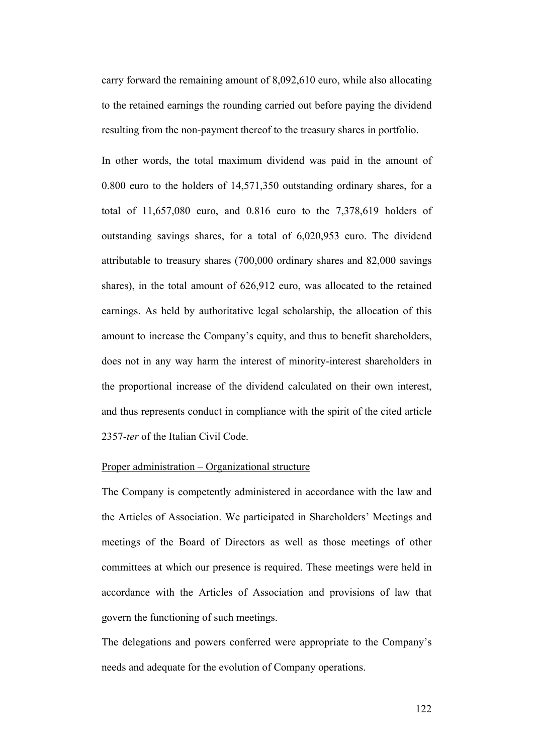carry forward the remaining amount of 8,092,610 euro, while also allocating to the retained earnings the rounding carried out before paying the dividend resulting from the non-payment thereof to the treasury shares in portfolio.

In other words, the total maximum dividend was paid in the amount of 0.800 euro to the holders of 14,571,350 outstanding ordinary shares, for a total of 11,657,080 euro, and 0.816 euro to the 7,378,619 holders of outstanding savings shares, for a total of 6,020,953 euro. The dividend attributable to treasury shares (700,000 ordinary shares and 82,000 savings shares), in the total amount of 626,912 euro, was allocated to the retained earnings. As held by authoritative legal scholarship, the allocation of this amount to increase the Company's equity, and thus to benefit shareholders, does not in any way harm the interest of minority-interest shareholders in the proportional increase of the dividend calculated on their own interest, and thus represents conduct in compliance with the spirit of the cited article 2357-*ter* of the Italian Civil Code.

<u>Proper administration – Organizational structure</u>

The Company is competently administered in accordance with the law and the Articles of Association. We participated in Shareholders' Meetings and meetings of the Board of Directors as well as those meetings of other committees at which our presence is required. These meetings were held in accordance with the Articles of Association and provisions of law that govern the functioning of such meetings.

The delegations and powers conferred were appropriate to the Company's needs and adequate for the evolution of Company operations.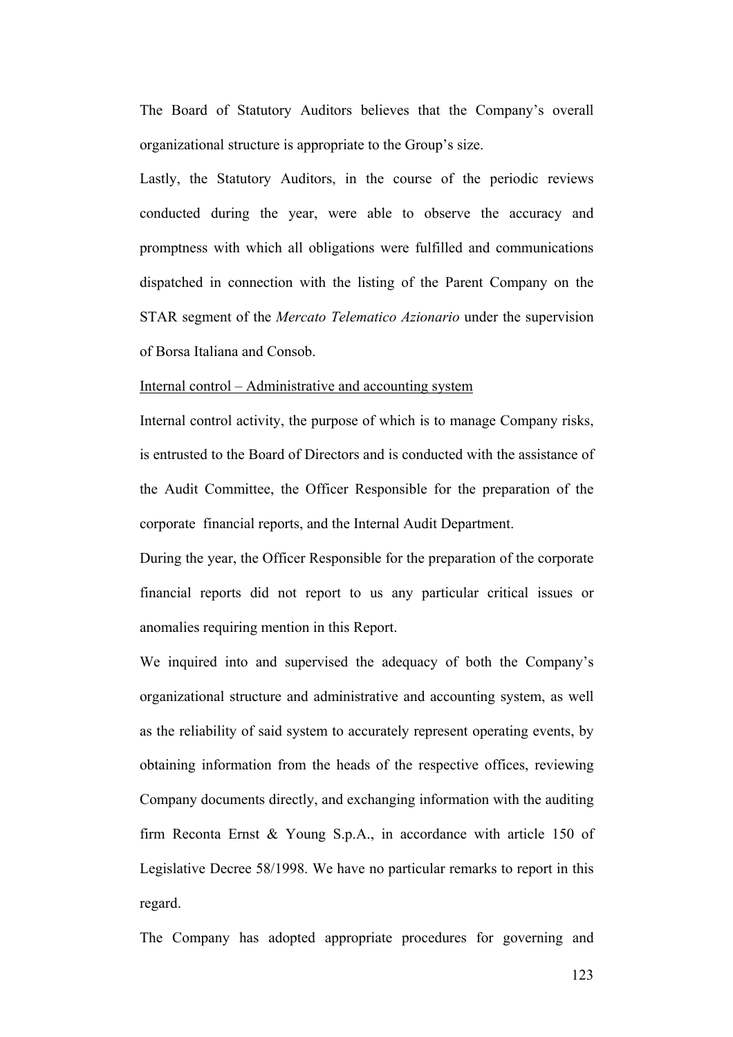The Board of Statutory Auditors believes that the Company's overall organizational structure is appropriate to the Group's size.

Lastly, the Statutory Auditors, in the course of the periodic reviews conducted during the year, were able to observe the accuracy and promptness with which all obligations were fulfilled and communications dispatched in connection with the listing of the Parent Company on the STAR segment of the *Mercato Telematico Azionario* under the supervision of Borsa Italiana and Consob.

Internal control – Administrative and accounting system

Internal control activity, the purpose of which is to manage Company risks, is entrusted to the Board of Directors and is conducted with the assistance of the Audit Committee, the Officer Responsible for the preparation of the corporate financial reports, and the Internal Audit Department.

During the year, the Officer Responsible for the preparation of the corporate financial reports did not report to us any particular critical issues or anomalies requiring mention in this Report.

We inquired into and supervised the adequacy of both the Company's organizational structure and administrative and accounting system, as well as the reliability of said system to accurately represent operating events, by obtaining information from the heads of the respective offices, reviewing Company documents directly, and exchanging information with the auditing firm Reconta Ernst & Young S.p.A., in accordance with article 150 of Legislative Decree 58/1998. We have no particular remarks to report in this regard.

The Company has adopted appropriate procedures for governing and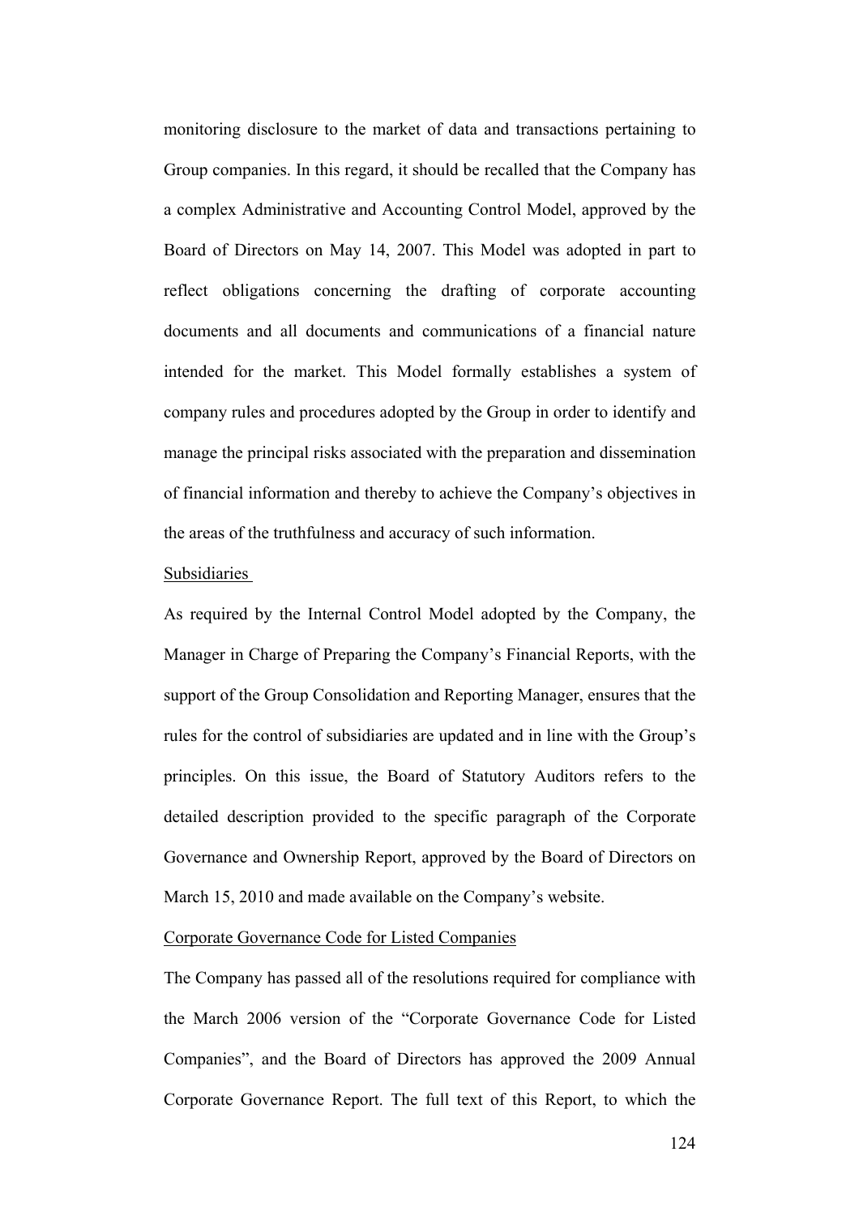monitoring disclosure to the market of data and transactions pertaining to Group companies. In this regard, it should be recalled that the Company has a complex Administrative and Accounting Control Model, approved by the Board of Directors on May 14, 2007. This Model was adopted in part to reflect obligations concerning the drafting of corporate accounting documents and all documents and communications of a financial nature intended for the market. This Model formally establishes a system of company rules and procedures adopted by the Group in order to identify and manage the principal risks associated with the preparation and dissemination of financial information and thereby to achieve the Company's objectives in the areas of the truthfulness and accuracy of such information.

Subsidiaries

As required by the Internal Control Model adopted by the Company, the Manager in Charge of Preparing the Company's Financial Reports, with the support of the Group Consolidation and Reporting Manager, ensures that the rules for the control of subsidiaries are updated and in line with the Group's principles. On this issue, the Board of Statutory Auditors refers to the detailed description provided to the specific paragraph of the Corporate Governance and Ownership Report, approved by the Board of Directors on March 15, 2010 and made available on the Company's website.

Corporate Governance Code for Listed Companies

The Company has passed all of the resolutions required for compliance with the March 2006 version of the "Corporate Governance Code for Listed Companies", and the Board of Directors has approved the 2009 Annual Corporate Governance Report. The full text of this Report, to which the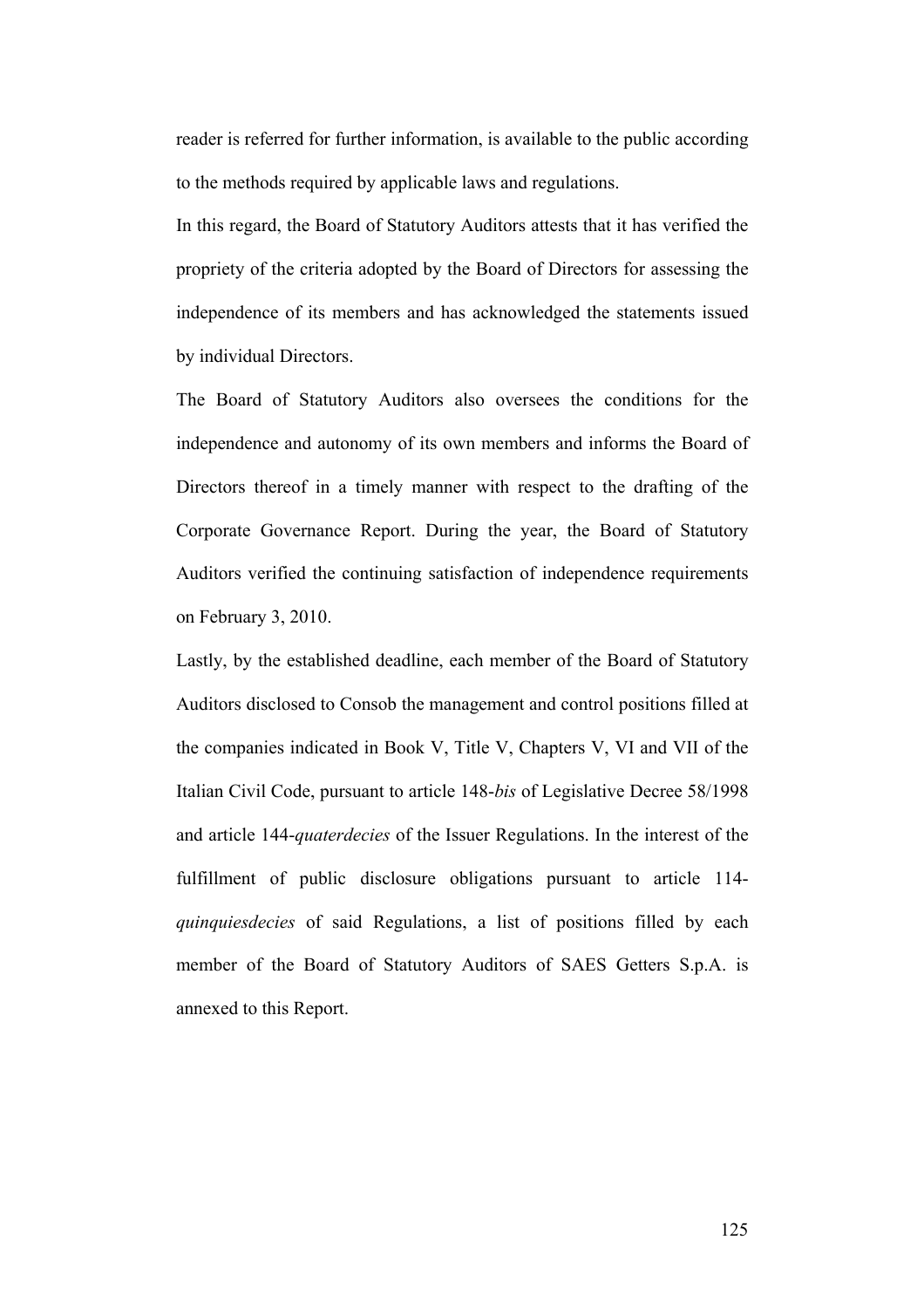reader is referred for further information, is available to the public according to the methods required by applicable laws and regulations.

In this regard, the Board of Statutory Auditors attests that it has verified the propriety of the criteria adopted by the Board of Directors for assessing the independence of its members and has acknowledged the statements issued by individual Directors.

The Board of Statutory Auditors also oversees the conditions for the independence and autonomy of its own members and informs the Board of Directors thereof in a timely manner with respect to the drafting of the Corporate Governance Report. During the year, the Board of Statutory Auditors verified the continuing satisfaction of independence requirements on February 3, 2010.

Lastly, by the established deadline, each member of the Board of Statutory Auditors disclosed to Consob the management and control positions filled at the companies indicated in Book V, Title V, Chapters V, VI and VII of the Italian Civil Code, pursuant to article 148-*bis* of Legislative Decree 58/1998 and article 144-*quaterdecies* of the Issuer Regulations. In the interest of the fulfillment of public disclosure obligations pursuant to article 114-*quinquiesdecies* of said Regulations, a list of positions filled by each member of the Board of Statutory Auditors of SAES Getters S.p.A. is annexed to this Report.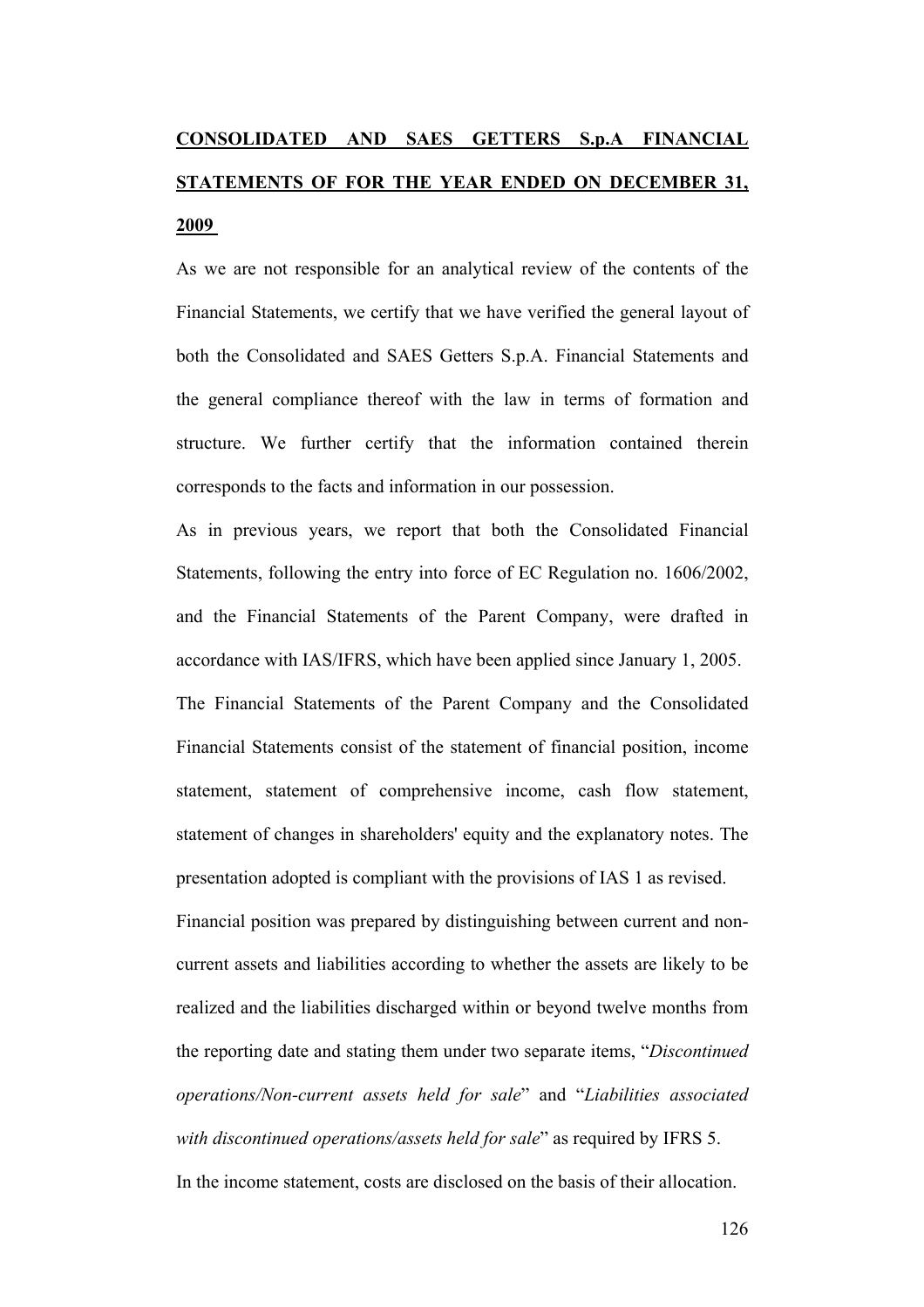## CONSOLIDATED AND SAES GETTERS S.p.A FINANCIAL STATEMENTS OF FOR THE YEAR ENDED ON DECEMBER 31, 2009

As we are not responsible for an analytical review of the contents of the Financial Statements, we certify that we have verified the general layout of both the Consolidated and SAES Getters S.p.A. Financial Statements and the general compliance thereof with the law in terms of formation and structure. We further certify that the information contained therein corresponds to the facts and information in our possession.

As in previous years, we report that both the Consolidated Financial Statements, following the entry into force of EC Regulation no. 1606/2002, and the Financial Statements of the Parent Company, were drafted in accordance with IAS/IFRS, which have been applied since January 1, 2005.

The Financial Statements of the Parent Company and the Consolidated Financial Statements consist of the statement of financial position, income statement, statement of comprehensive income, cash flow statement, statement of changes in shareholders' equity and the explanatory notes. The presentation adopted is compliant with the provisions of IAS 1 as revised.

Financial position was prepared by distinguishing between current and non-current assets and liabilities according to whether the assets are likely to be realized and the liabilities discharged within or beyond twelve months from the reporting date and stating them under two separate items, "*Discontinued operations/Non-current assets held for sale*" and "*Liabilities associated with discontinued operations/assets held for sale*" as required by IFRS 5.

In the income statement, costs are disclosed on the basis of their allocation.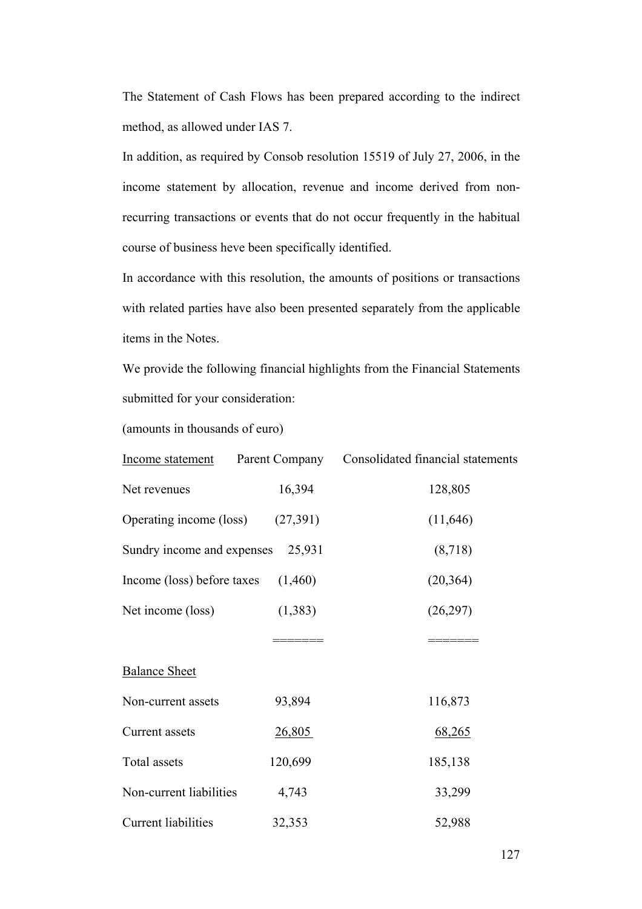The Statement of Cash Flows has been prepared according to the indirect method, as allowed under IAS 7.

In addition, as required by Consob resolution 15519 of July 27, 2006, in the income statement by allocation, revenue and income derived from non-recurring transactions or events that do not occur frequently in the habitual course of business heve been specifically identified.

In accordance with this resolution, the amounts of positions or transactions with related parties have also been presented separately from the applicable items in the Notes.

We provide the following financial highlights from the Financial Statements submitted for your consideration:

(amounts in thousands of euro)

| Income statement | Parent Company | Consolidated financial statements |
|---|---|---|
| Net revenues | 16,394 | 128,805 |
| Operating income (loss) | (27,391) | (11,646) |
| Sundry income and expenses | 25,931 | (8,718) |
| Income (loss) before taxes | (1,460) | (20,364) |
| Net income (loss) | (1,383) | (26,297) |
| | ======= | ======= |
| **Balance Sheet** | | |
| Non-current assets | 93,894 | 116,873 |
| Current assets | 26,805 | 68,265 |
| Total assets | 120,699 | 185,138 |
| Non-current liabilities | 4,743 | 33,299 |
| Current liabilities | 32,353 | 52,988 |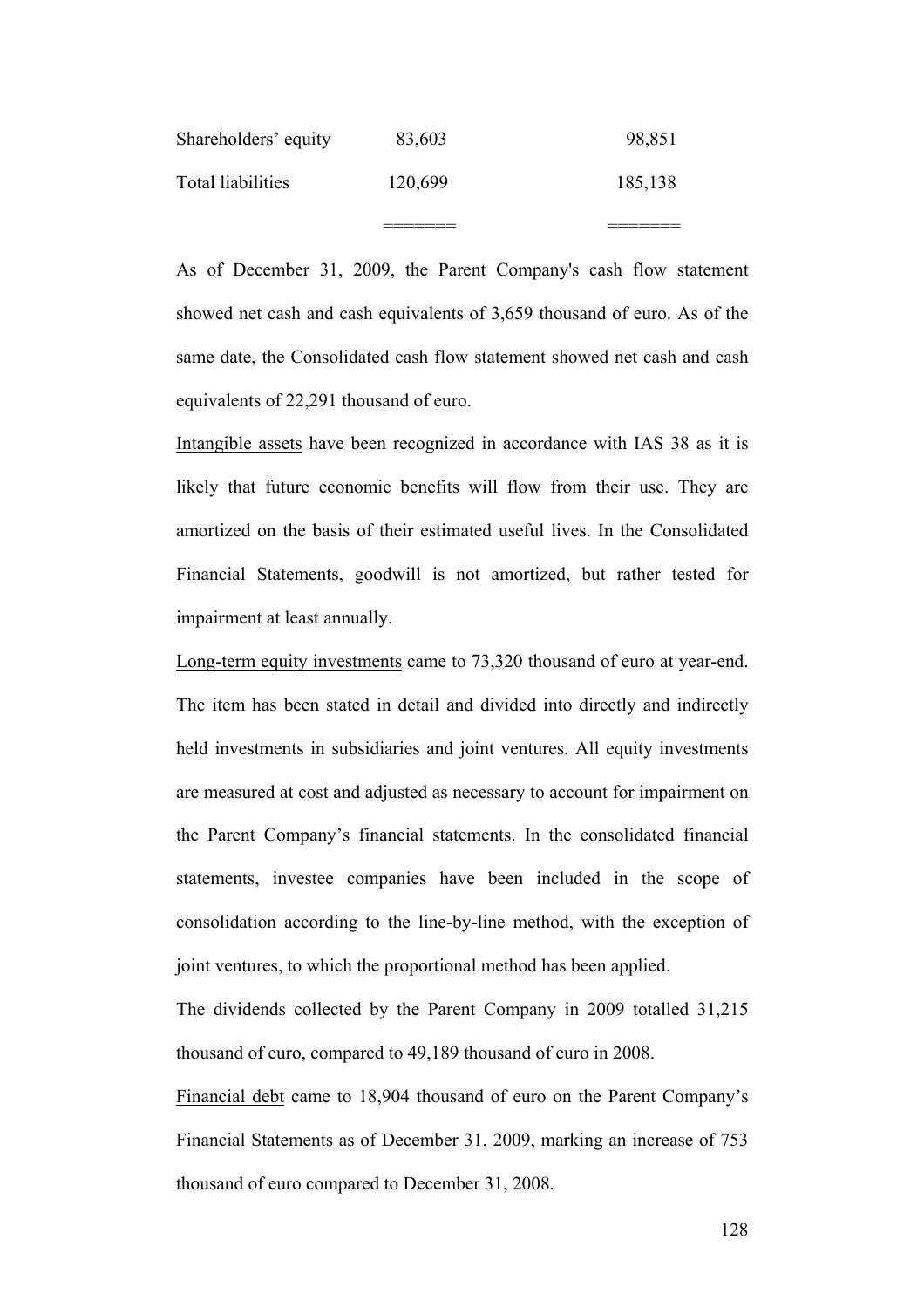| | | |
|---|---|---|
| Shareholders' equity | 83,603 | 98,851 |
| Total liabilities | 120,699 | 185,138 |
| | ======= | ======= |

As of December 31, 2009, the Parent Company's cash flow statement showed net cash and cash equivalents of 3,659 thousand of euro. As of the same date, the Consolidated cash flow statement showed net cash and cash equivalents of 22,291 thousand of euro.

Intangible assets have been recognized in accordance with IAS 38 as it is likely that future economic benefits will flow from their use. They are amortized on the basis of their estimated useful lives. In the Consolidated Financial Statements, goodwill is not amortized, but rather tested for impairment at least annually.

Long-term equity investments came to 73,320 thousand of euro at year-end. The item has been stated in detail and divided into directly and indirectly held investments in subsidiaries and joint ventures. All equity investments are measured at cost and adjusted as necessary to account for impairment on the Parent Company's financial statements. In the consolidated financial statements, investee companies have been included in the scope of consolidation according to the line-by-line method, with the exception of joint ventures, to which the proportional method has been applied.

The dividends collected by the Parent Company in 2009 totalled 31,215 thousand of euro, compared to 49,189 thousand of euro in 2008.

Financial debt came to 18,904 thousand of euro on the Parent Company's Financial Statements as of December 31, 2009, marking an increase of 753 thousand of euro compared to December 31, 2008.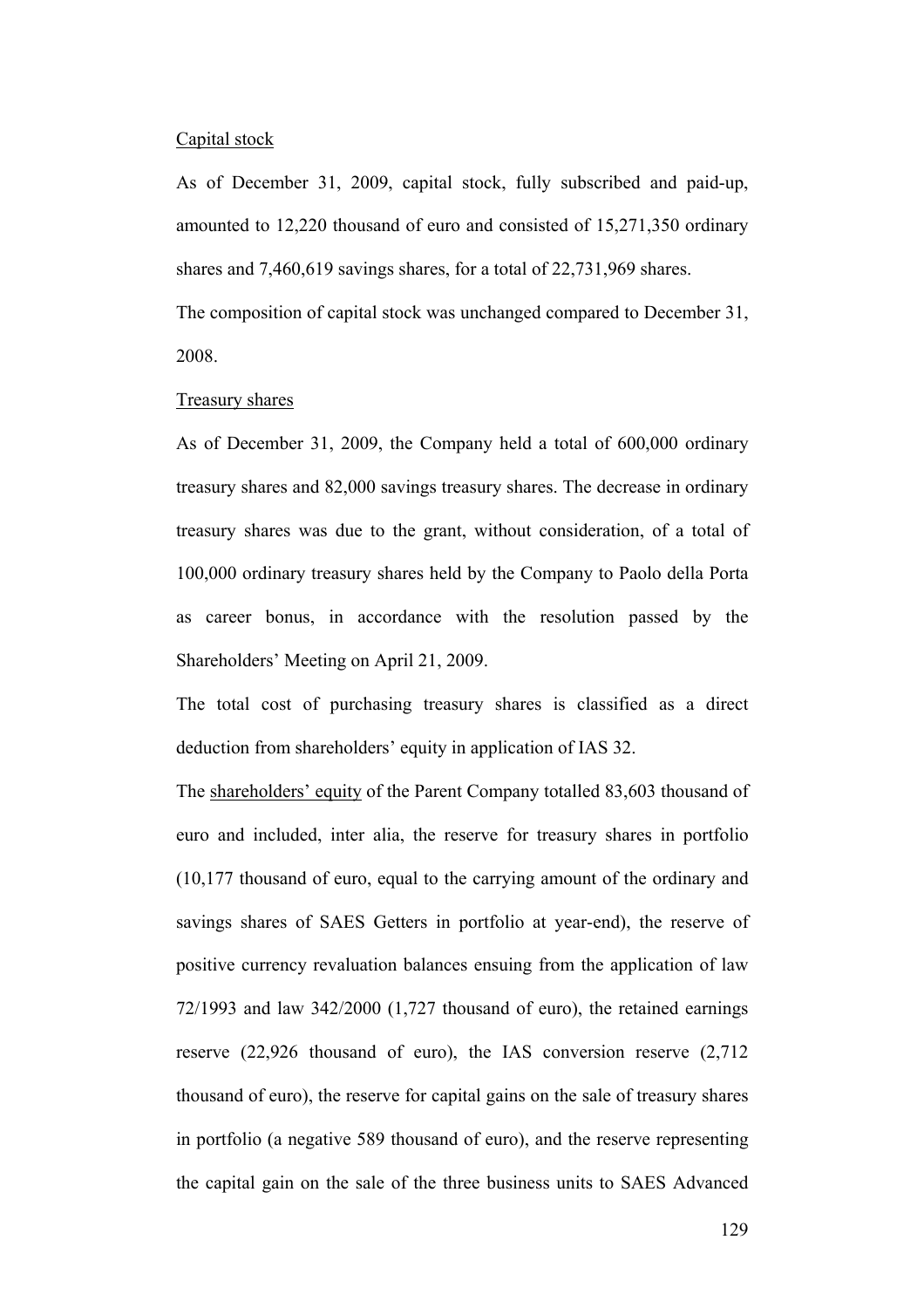Capital stock

As of December 31, 2009, capital stock, fully subscribed and paid-up, amounted to 12,220 thousand of euro and consisted of 15,271,350 ordinary shares and 7,460,619 savings shares, for a total of 22,731,969 shares.

The composition of capital stock was unchanged compared to December 31, 2008.

Treasury shares

As of December 31, 2009, the Company held a total of 600,000 ordinary treasury shares and 82,000 savings treasury shares. The decrease in ordinary treasury shares was due to the grant, without consideration, of a total of 100,000 ordinary treasury shares held by the Company to Paolo della Porta as career bonus, in accordance with the resolution passed by the Shareholders' Meeting on April 21, 2009.

The total cost of purchasing treasury shares is classified as a direct deduction from shareholders' equity in application of IAS 32.

The shareholders' equity of the Parent Company totalled 83,603 thousand of euro and included, inter alia, the reserve for treasury shares in portfolio (10,177 thousand of euro, equal to the carrying amount of the ordinary and savings shares of SAES Getters in portfolio at year-end), the reserve of positive currency revaluation balances ensuing from the application of law 72/1993 and law 342/2000 (1,727 thousand of euro), the retained earnings reserve (22,926 thousand of euro), the IAS conversion reserve (2,712 thousand of euro), the reserve for capital gains on the sale of treasury shares in portfolio (a negative 589 thousand of euro), and the reserve representing the capital gain on the sale of the three business units to SAES Advanced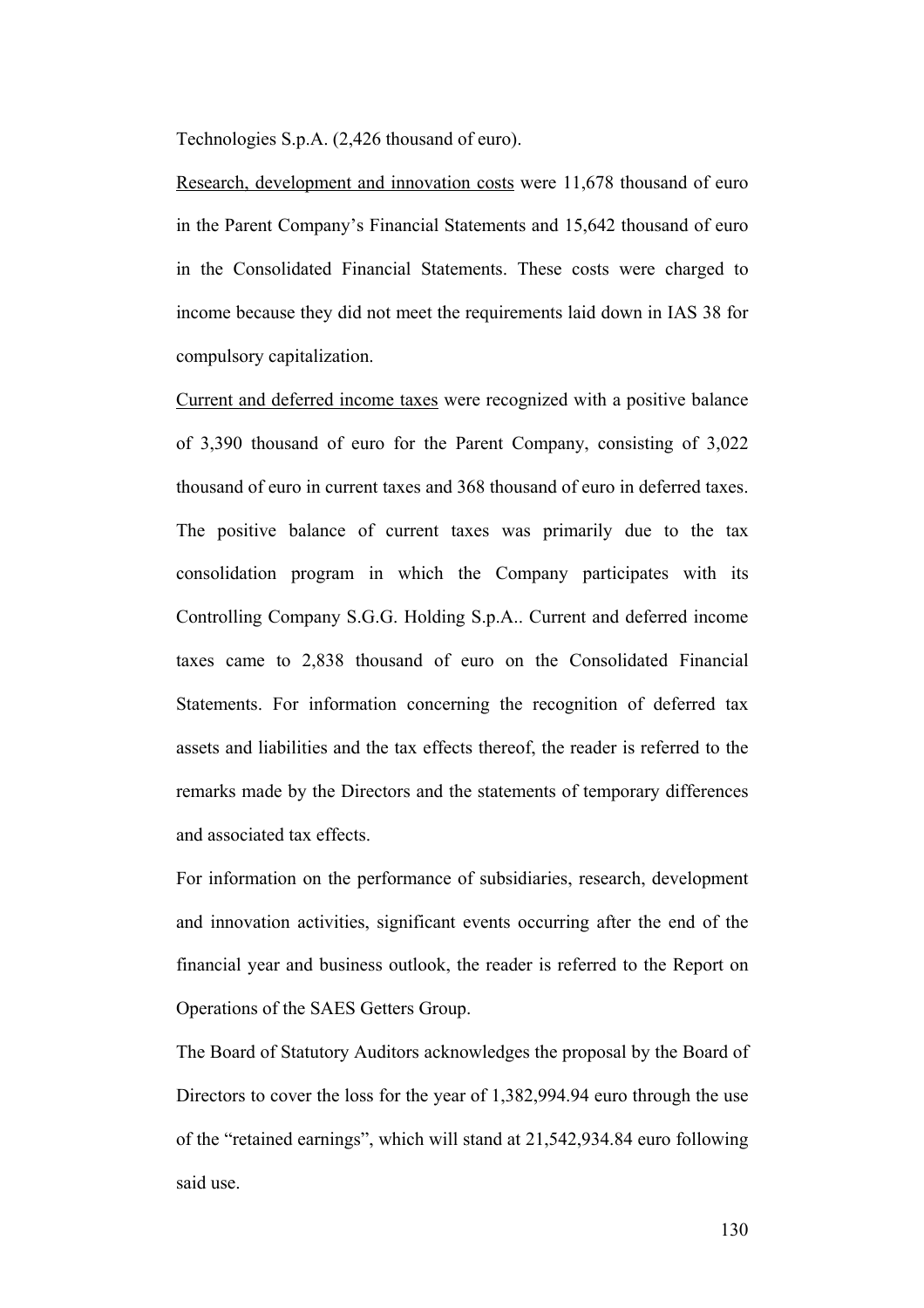Technologies S.p.A. (2,426 thousand of euro).

Research, development and innovation costs were 11,678 thousand of euro in the Parent Company's Financial Statements and 15,642 thousand of euro in the Consolidated Financial Statements. These costs were charged to income because they did not meet the requirements laid down in IAS 38 for compulsory capitalization.

Current and deferred income taxes were recognized with a positive balance of 3,390 thousand of euro for the Parent Company, consisting of 3,022 thousand of euro in current taxes and 368 thousand of euro in deferred taxes. The positive balance of current taxes was primarily due to the tax consolidation program in which the Company participates with its Controlling Company S.G.G. Holding S.p.A.. Current and deferred income taxes came to 2,838 thousand of euro on the Consolidated Financial Statements. For information concerning the recognition of deferred tax assets and liabilities and the tax effects thereof, the reader is referred to the remarks made by the Directors and the statements of temporary differences and associated tax effects.

For information on the performance of subsidiaries, research, development and innovation activities, significant events occurring after the end of the financial year and business outlook, the reader is referred to the Report on Operations of the SAES Getters Group.

The Board of Statutory Auditors acknowledges the proposal by the Board of Directors to cover the loss for the year of 1,382,994.94 euro through the use of the "retained earnings", which will stand at 21,542,934.84 euro following said use.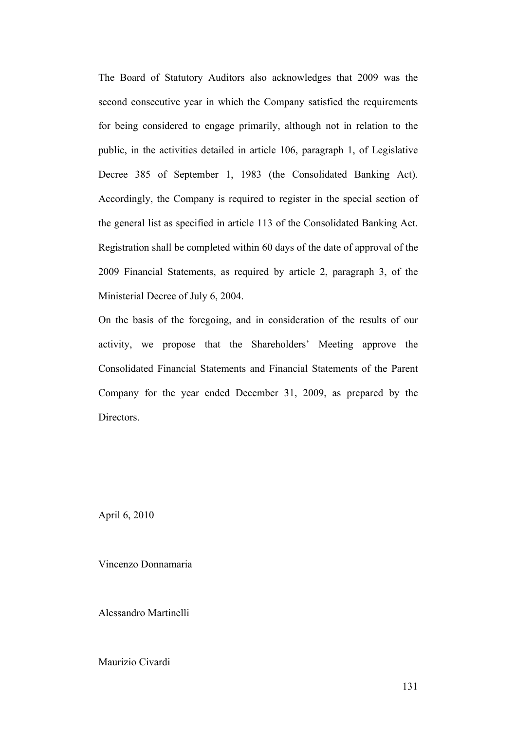The Board of Statutory Auditors also acknowledges that 2009 was the second consecutive year in which the Company satisfied the requirements for being considered to engage primarily, although not in relation to the public, in the activities detailed in article 106, paragraph 1, of Legislative Decree 385 of September 1, 1983 (the Consolidated Banking Act). Accordingly, the Company is required to register in the special section of the general list as specified in article 113 of the Consolidated Banking Act. Registration shall be completed within 60 days of the date of approval of the 2009 Financial Statements, as required by article 2, paragraph 3, of the Ministerial Decree of July 6, 2004.

On the basis of the foregoing, and in consideration of the results of our activity, we propose that the Shareholders' Meeting approve the Consolidated Financial Statements and Financial Statements of the Parent Company for the year ended December 31, 2009, as prepared by the Directors.

April 6, 2010

Vincenzo Donnamaria

Alessandro Martinelli

Maurizio Civardi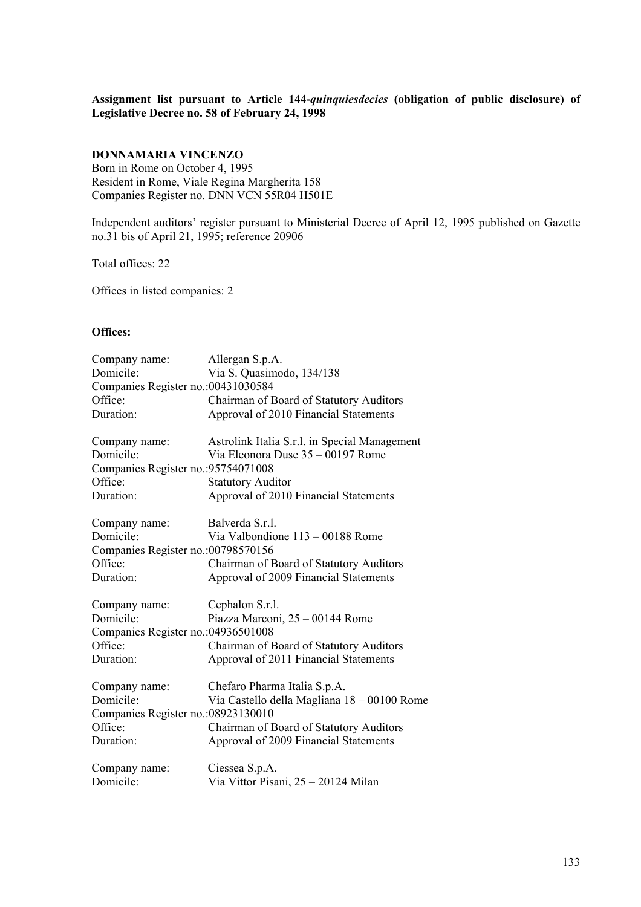**Assignment list pursuant to Article 144-*quinquiesdecies* (obligation of public disclosure) of Legislative Decree no. 58 of February 24, 1998**

**DONNAMARIA VINCENZO**
Born in Rome on October 4, 1995
Resident in Rome, Viale Regina Margherita 158
Companies Register no. DNN VCN 55R04 H501E

Independent auditors' register pursuant to Ministerial Decree of April 12, 1995 published on Gazette no.31 bis of April 21, 1995; reference 20906

Total offices: 22

Offices in listed companies: 2

**Offices:**

Company name: Allergan S.p.A.
Domicile: Via S. Quasimodo, 134/138
Companies Register no.:00431030584
Office: Chairman of Board of Statutory Auditors
Duration: Approval of 2010 Financial Statements

Company name: Astrolink Italia S.r.l. in Special Management
Domicile: Via Eleonora Duse 35 – 00197 Rome
Companies Register no.:95754071008
Office: Statutory Auditor
Duration: Approval of 2010 Financial Statements

Company name: Balverda S.r.l.
Domicile: Via Valbondione 113 – 00188 Rome
Companies Register no.:00798570156
Office: Chairman of Board of Statutory Auditors
Duration: Approval of 2009 Financial Statements

Company name: Cephalon S.r.l.
Domicile: Piazza Marconi, 25 – 00144 Rome
Companies Register no.:04936501008
Office: Chairman of Board of Statutory Auditors
Duration: Approval of 2011 Financial Statements

Company name: Chefaro Pharma Italia S.p.A.
Domicile: Via Castello della Magliana 18 – 00100 Rome
Companies Register no.:08923130010
Office: Chairman of Board of Statutory Auditors
Duration: Approval of 2009 Financial Statements

Company name: Ciessea S.p.A.
Domicile: Via Vittor Pisani, 25 – 20124 Milan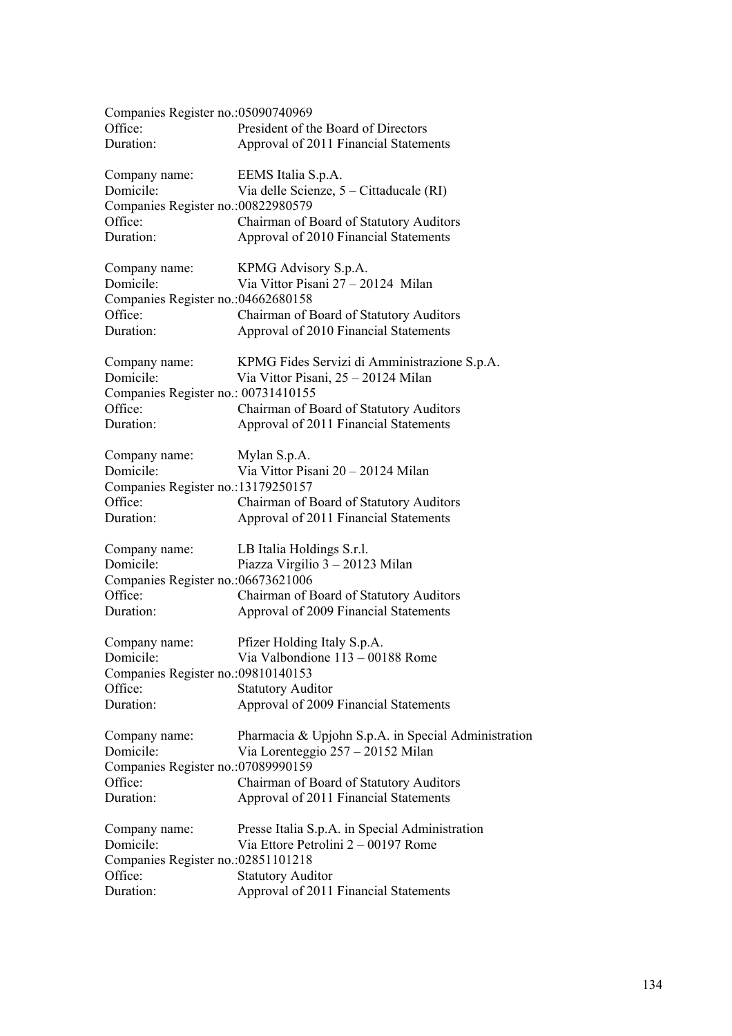Companies Register no.:05090740969
Office: President of the Board of Directors
Duration: Approval of 2011 Financial Statements

Company name: EEMS Italia S.p.A.
Domicile: Via delle Scienze, 5 – Cittaducale (RI)
Companies Register no.:00822980579
Office: Chairman of Board of Statutory Auditors
Duration: Approval of 2010 Financial Statements

Company name: KPMG Advisory S.p.A.
Domicile: Via Vittor Pisani 27 – 20124 Milan
Companies Register no.:04662680158
Office: Chairman of Board of Statutory Auditors
Duration: Approval of 2010 Financial Statements

Company name: KPMG Fides Servizi di Amministrazione S.p.A.
Domicile: Via Vittor Pisani, 25 – 20124 Milan
Companies Register no.: 00731410155
Office: Chairman of Board of Statutory Auditors
Duration: Approval of 2011 Financial Statements

Company name: Mylan S.p.A.
Domicile: Via Vittor Pisani 20 – 20124 Milan
Companies Register no.:13179250157
Office: Chairman of Board of Statutory Auditors
Duration: Approval of 2011 Financial Statements

Company name: LB Italia Holdings S.r.l.
Domicile: Piazza Virgilio 3 – 20123 Milan
Companies Register no.:06673621006
Office: Chairman of Board of Statutory Auditors
Duration: Approval of 2009 Financial Statements

Company name: Pfizer Holding Italy S.p.A.
Domicile: Via Valbondione 113 – 00188 Rome
Companies Register no.:09810140153
Office: Statutory Auditor
Duration: Approval of 2009 Financial Statements

Company name: Pharmacia & Upjohn S.p.A. in Special Administration
Domicile: Via Lorenteggio 257 – 20152 Milan
Companies Register no.:07089990159
Office: Chairman of Board of Statutory Auditors
Duration: Approval of 2011 Financial Statements

Company name: Presse Italia S.p.A. in Special Administration
Domicile: Via Ettore Petrolini 2 – 00197 Rome
Companies Register no.:02851101218
Office: Statutory Auditor
Duration: Approval of 2011 Financial Statements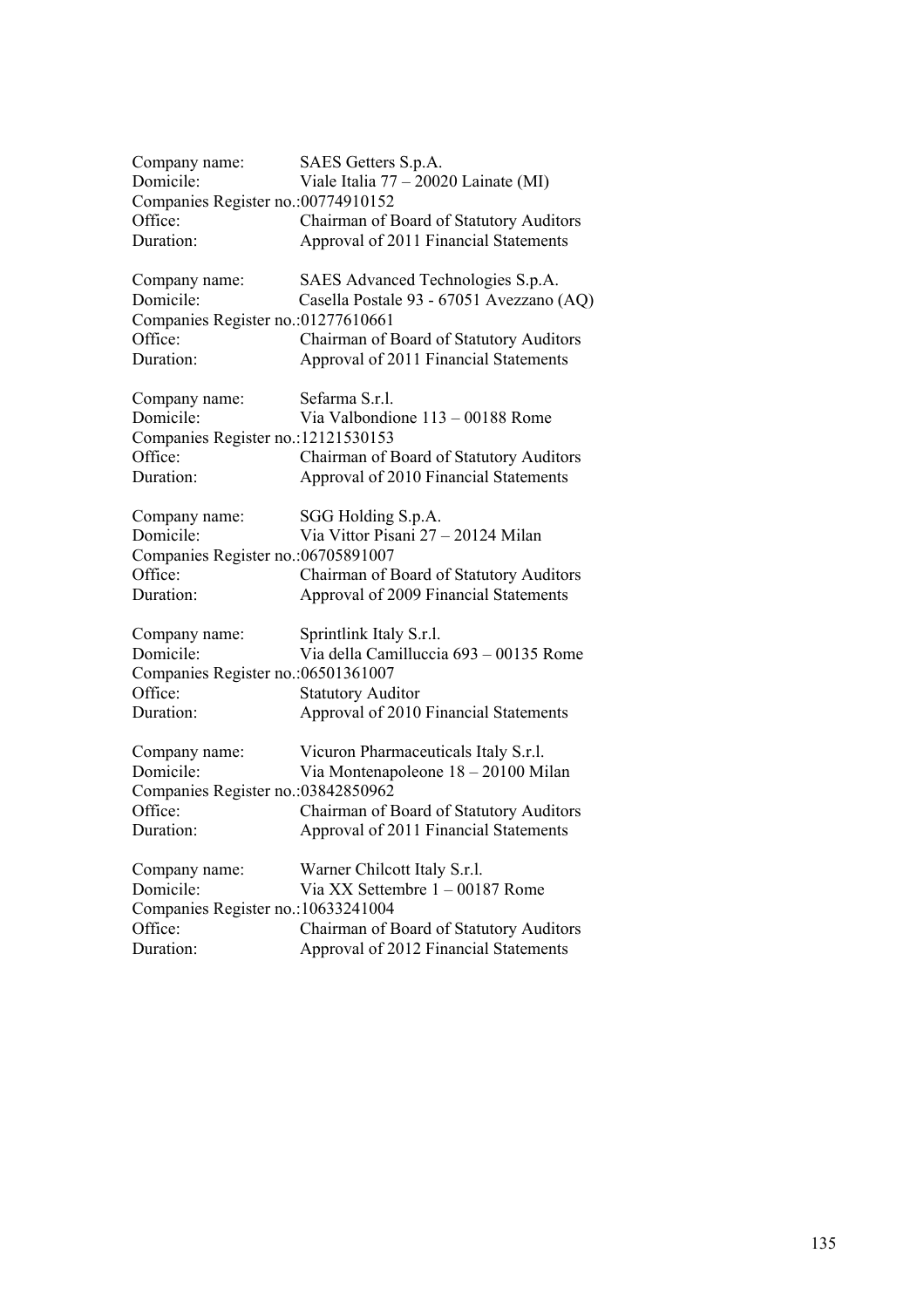Company name: SAES Getters S.p.A.
Domicile: Viale Italia 77 – 20020 Lainate (MI)
Companies Register no.:00774910152
Office: Chairman of Board of Statutory Auditors
Duration: Approval of 2011 Financial Statements

Company name: SAES Advanced Technologies S.p.A.
Domicile: Casella Postale 93 - 67051 Avezzano (AQ)
Companies Register no.:01277610661
Office: Chairman of Board of Statutory Auditors
Duration: Approval of 2011 Financial Statements

Company name: Sefarma S.r.l.
Domicile: Via Valbondione 113 – 00188 Rome
Companies Register no.:12121530153
Office: Chairman of Board of Statutory Auditors
Duration: Approval of 2010 Financial Statements

Company name: SGG Holding S.p.A.
Domicile: Via Vittor Pisani 27 – 20124 Milan
Companies Register no.:06705891007
Office: Chairman of Board of Statutory Auditors
Duration: Approval of 2009 Financial Statements

Company name: Sprintlink Italy S.r.l.
Domicile: Via della Camilluccia 693 – 00135 Rome
Companies Register no.:06501361007
Office: Statutory Auditor
Duration: Approval of 2010 Financial Statements

Company name: Vicuron Pharmaceuticals Italy S.r.l.
Domicile: Via Montenapoleone 18 – 20100 Milan
Companies Register no.:03842850962
Office: Chairman of Board of Statutory Auditors
Duration: Approval of 2011 Financial Statements

Company name: Warner Chilcott Italy S.r.l.
Domicile: Via XX Settembre 1 – 00187 Rome
Companies Register no.:10633241004
Office: Chairman of Board of Statutory Auditors
Duration: Approval of 2012 Financial Statements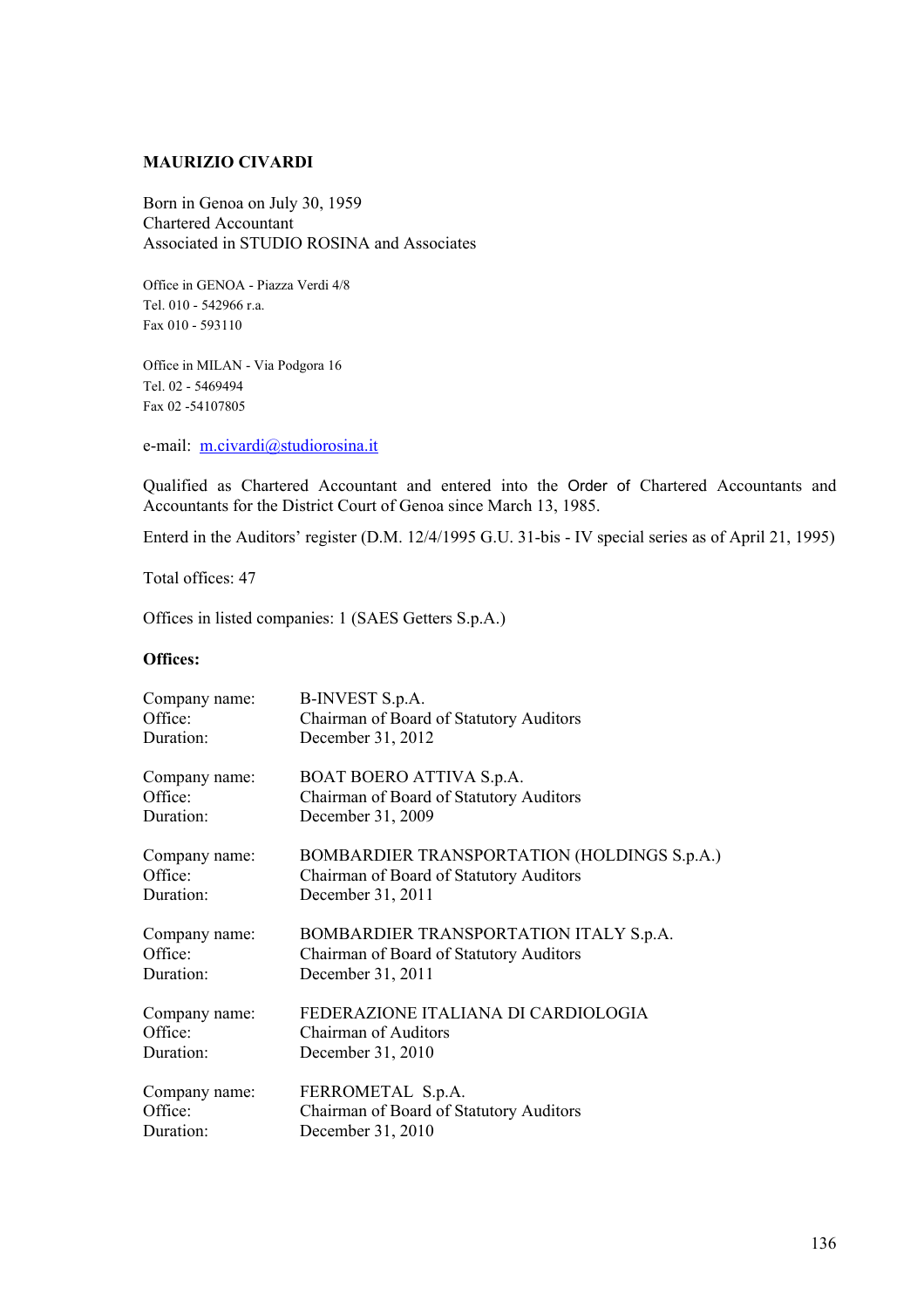**MAURIZIO CIVARDI**

Born in Genoa on July 30, 1959
Chartered Accountant
Associated in STUDIO ROSINA and Associates

Office in GENOA - Piazza Verdi 4/8
Tel. 010 - 542966 r.a.
Fax 010 - 593110

Office in MILAN - Via Podgora 16
Tel. 02 - 5469494
Fax 02 -54107805

e-mail: m.civardi@studiorosina.it

Qualified as Chartered Accountant and entered into the Order of Chartered Accountants and Accountants for the District Court of Genoa since March 13, 1985.

Enterd in the Auditors' register (D.M. 12/4/1995 G.U. 31-bis - IV special series as of April 21, 1995)

Total offices: 47

Offices in listed companies: 1 (SAES Getters S.p.A.)

**Offices:**

Company name: B-INVEST S.p.A.
Office: Chairman of Board of Statutory Auditors
Duration: December 31, 2012

Company name: BOAT BOERO ATTIVA S.p.A.
Office: Chairman of Board of Statutory Auditors
Duration: December 31, 2009

Company name: BOMBARDIER TRANSPORTATION (HOLDINGS S.p.A.)
Office: Chairman of Board of Statutory Auditors
Duration: December 31, 2011

Company name: BOMBARDIER TRANSPORTATION ITALY S.p.A.
Office: Chairman of Board of Statutory Auditors
Duration: December 31, 2011

Company name: FEDERAZIONE ITALIANA DI CARDIOLOGIA
Office: Chairman of Auditors
Duration: December 31, 2010

Company name: FERROMETAL S.p.A.
Office: Chairman of Board of Statutory Auditors
Duration: December 31, 2010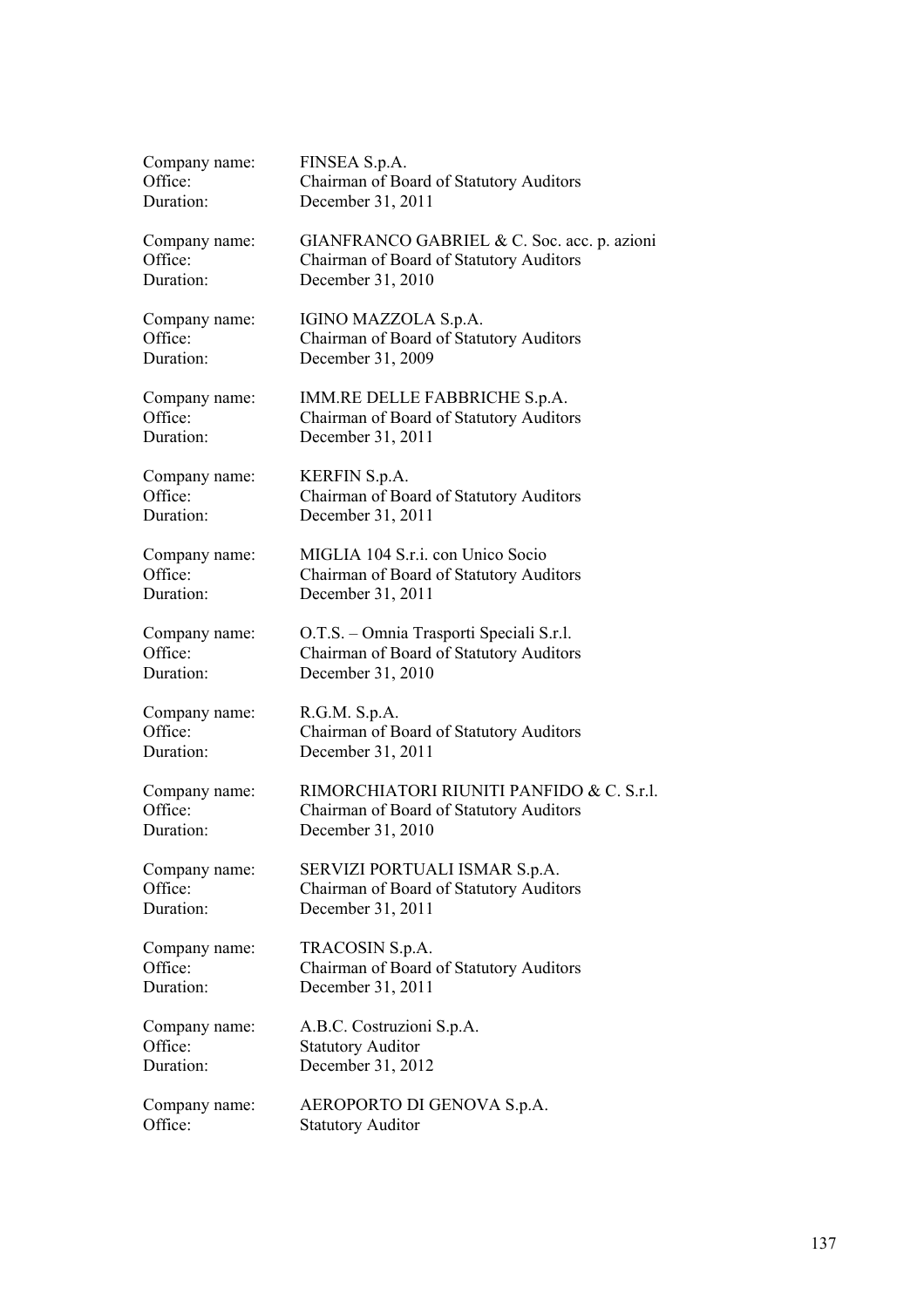Company name: FINSEA S.p.A.
Office: Chairman of Board of Statutory Auditors
Duration: December 31, 2011

Company name: GIANFRANCO GABRIEL & C. Soc. acc. p. azioni
Office: Chairman of Board of Statutory Auditors
Duration: December 31, 2010

Company name: IGINO MAZZOLA S.p.A.
Office: Chairman of Board of Statutory Auditors
Duration: December 31, 2009

Company name: IMM.RE DELLE FABBRICHE S.p.A.
Office: Chairman of Board of Statutory Auditors
Duration: December 31, 2011

Company name: KERFIN S.p.A.
Office: Chairman of Board of Statutory Auditors
Duration: December 31, 2011

Company name: MIGLIA 104 S.r.i. con Unico Socio
Office: Chairman of Board of Statutory Auditors
Duration: December 31, 2011

Company name: O.T.S. – Omnia Trasporti Speciali S.r.l.
Office: Chairman of Board of Statutory Auditors
Duration: December 31, 2010

Company name: R.G.M. S.p.A.
Office: Chairman of Board of Statutory Auditors
Duration: December 31, 2011

Company name: RIMORCHIATORI RIUNITI PANFIDO & C. S.r.l.
Office: Chairman of Board of Statutory Auditors
Duration: December 31, 2010

Company name: SERVIZI PORTUALI ISMAR S.p.A.
Office: Chairman of Board of Statutory Auditors
Duration: December 31, 2011

Company name: TRACOSIN S.p.A.
Office: Chairman of Board of Statutory Auditors
Duration: December 31, 2011

Company name: A.B.C. Costruzioni S.p.A.
Office: Statutory Auditor
Duration: December 31, 2012

Company name: AEROPORTO DI GENOVA S.p.A.
Office: Statutory Auditor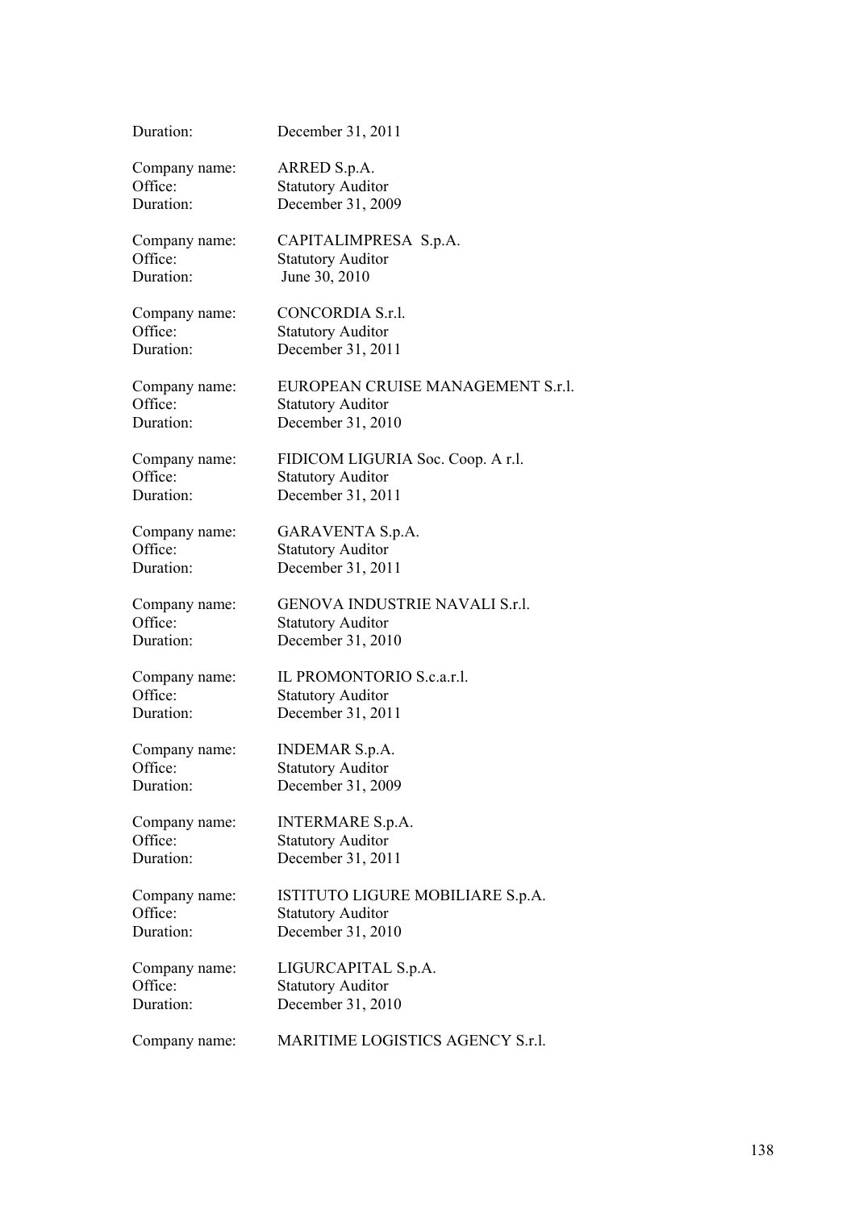Duration: December 31, 2011

Company name: ARRED S.p.A.
Office: Statutory Auditor
Duration: December 31, 2009

Company name: CAPITALIMPRESA S.p.A.
Office: Statutory Auditor
Duration: June 30, 2010

Company name: CONCORDIA S.r.l.
Office: Statutory Auditor
Duration: December 31, 2011

Company name: EUROPEAN CRUISE MANAGEMENT S.r.l.
Office: Statutory Auditor
Duration: December 31, 2010

Company name: FIDICOM LIGURIA Soc. Coop. A r.l.
Office: Statutory Auditor
Duration: December 31, 2011

Company name: GARAVENTA S.p.A.
Office: Statutory Auditor
Duration: December 31, 2011

Company name: GENOVA INDUSTRIE NAVALI S.r.l.
Office: Statutory Auditor
Duration: December 31, 2010

Company name: IL PROMONTORIO S.c.a.r.l.
Office: Statutory Auditor
Duration: December 31, 2011

Company name: INDEMAR S.p.A.
Office: Statutory Auditor
Duration: December 31, 2009

Company name: INTERMARE S.p.A.
Office: Statutory Auditor
Duration: December 31, 2011

Company name: ISTITUTO LIGURE MOBILIARE S.p.A.
Office: Statutory Auditor
Duration: December 31, 2010

Company name: LIGURCAPITAL S.p.A.
Office: Statutory Auditor
Duration: December 31, 2010

Company name: MARITIME LOGISTICS AGENCY S.r.l.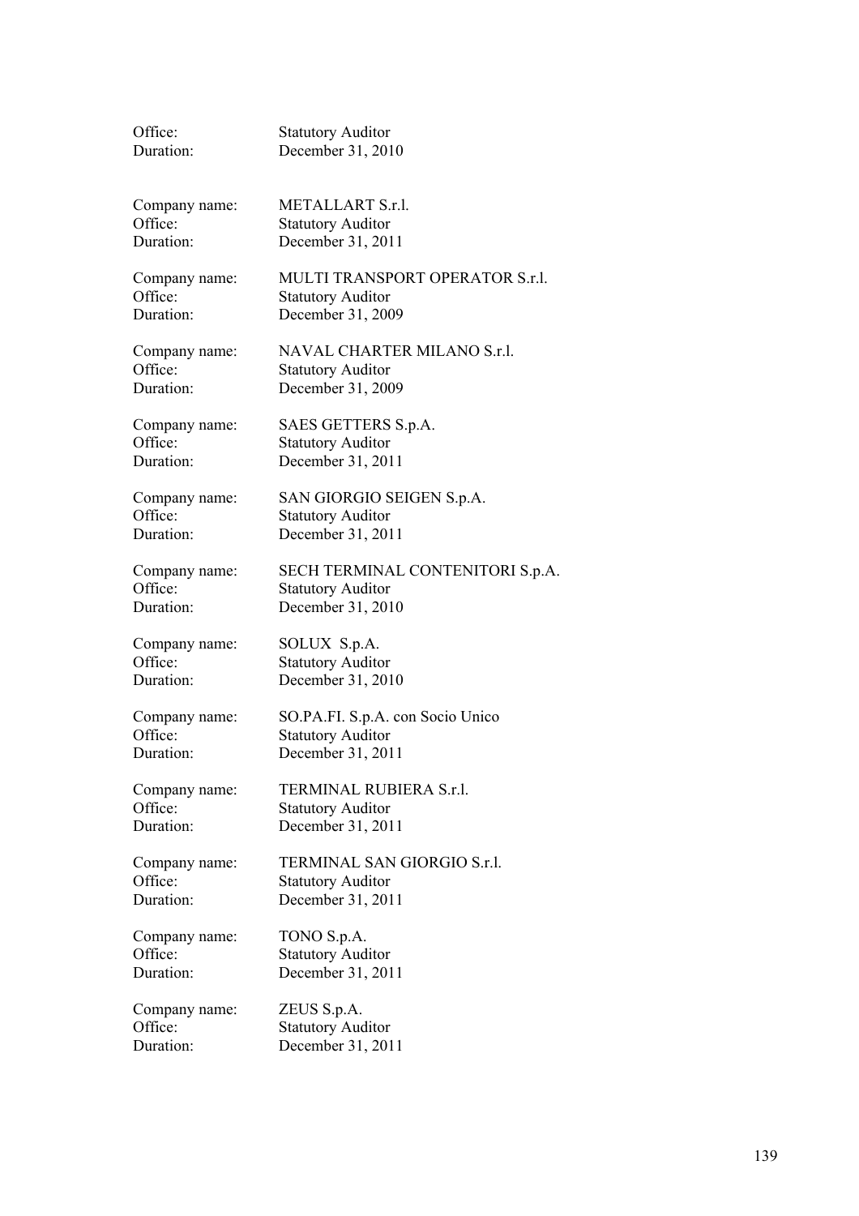Office: Statutory Auditor
Duration: December 31, 2010

Company name: METALLART S.r.l.
Office: Statutory Auditor
Duration: December 31, 2011

Company name: MULTI TRANSPORT OPERATOR S.r.l.
Office: Statutory Auditor
Duration: December 31, 2009

Company name: NAVAL CHARTER MILANO S.r.l.
Office: Statutory Auditor
Duration: December 31, 2009

Company name: SAES GETTERS S.p.A.
Office: Statutory Auditor
Duration: December 31, 2011

Company name: SAN GIORGIO SEIGEN S.p.A.
Office: Statutory Auditor
Duration: December 31, 2011

Company name: SECH TERMINAL CONTENITORI S.p.A.
Office: Statutory Auditor
Duration: December 31, 2010

Company name: SOLUX S.p.A.
Office: Statutory Auditor
Duration: December 31, 2010

Company name: SO.PA.FI. S.p.A. con Socio Unico
Office: Statutory Auditor
Duration: December 31, 2011

Company name: TERMINAL RUBIERA S.r.l.
Office: Statutory Auditor
Duration: December 31, 2011

Company name: TERMINAL SAN GIORGIO S.r.l.
Office: Statutory Auditor
Duration: December 31, 2011

Company name: TONO S.p.A.
Office: Statutory Auditor
Duration: December 31, 2011

Company name: ZEUS S.p.A.
Office: Statutory Auditor
Duration: December 31, 2011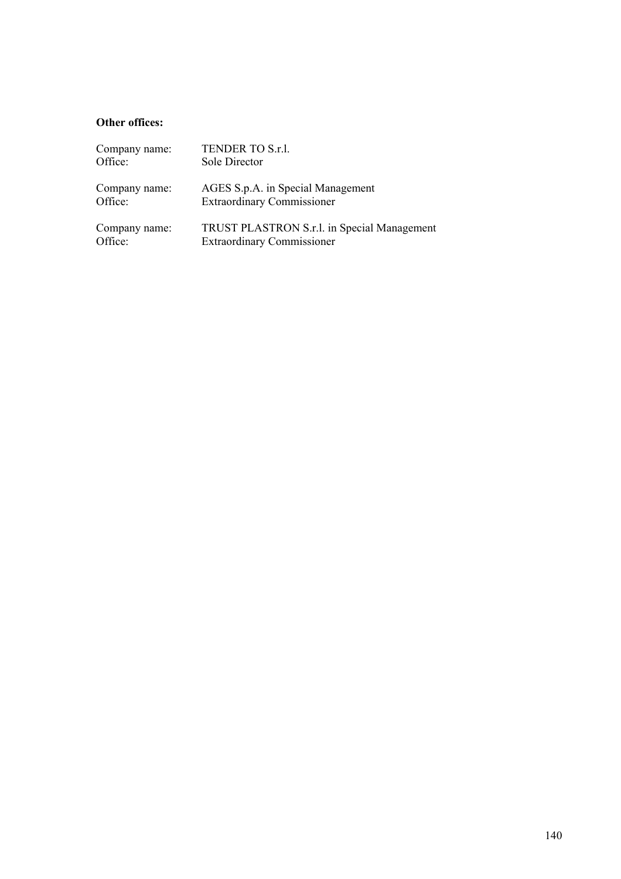**Other offices:**

Company name: TENDER TO S.r.l.
Office: Sole Director

Company name: AGES S.p.A. in Special Management
Office: Extraordinary Commissioner

Company name: TRUST PLASTRON S.r.l. in Special Management
Office: Extraordinary Commissioner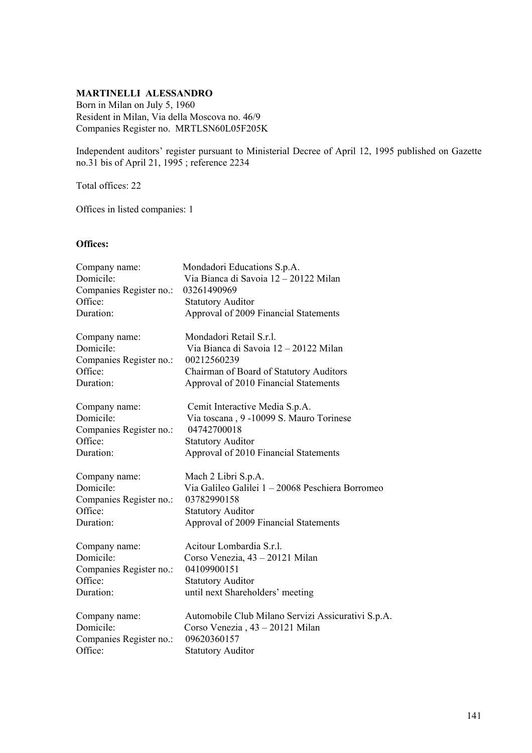**MARTINELLI ALESSANDRO**

Born in Milan on July 5, 1960
Resident in Milan, Via della Moscova no. 46/9
Companies Register no. MRTLSN60L05F205K

Independent auditors' register pursuant to Ministerial Decree of April 12, 1995 published on Gazette no.31 bis of April 21, 1995 ; reference 2234

Total offices: 22

Offices in listed companies: 1

**Offices:**

Company name: Mondadori Educations S.p.A.
Domicile: Via Bianca di Savoia 12 – 20122 Milan
Companies Register no.: 03261490969
Office: Statutory Auditor
Duration: Approval of 2009 Financial Statements

Company name: Mondadori Retail S.r.l.
Domicile: Via Bianca di Savoia 12 – 20122 Milan
Companies Register no.: 00212560239
Office: Chairman of Board of Statutory Auditors
Duration: Approval of 2010 Financial Statements

Company name: Cemit Interactive Media S.p.A.
Domicile: Via toscana , 9 -10099 S. Mauro Torinese
Companies Register no.: 04742700018
Office: Statutory Auditor
Duration: Approval of 2010 Financial Statements

Company name: Mach 2 Libri S.p.A.
Domicile: Via Galileo Galilei 1 – 20068 Peschiera Borromeo
Companies Register no.: 03782990158
Office: Statutory Auditor
Duration: Approval of 2009 Financial Statements

Company name: Acitour Lombardia S.r.l.
Domicile: Corso Venezia, 43 – 20121 Milan
Companies Register no.: 04109900151
Office: Statutory Auditor
Duration: until next Shareholders' meeting

Company name: Automobile Club Milano Servizi Assicurativi S.p.A.
Domicile: Corso Venezia , 43 – 20121 Milan
Companies Register no.: 09620360157
Office: Statutory Auditor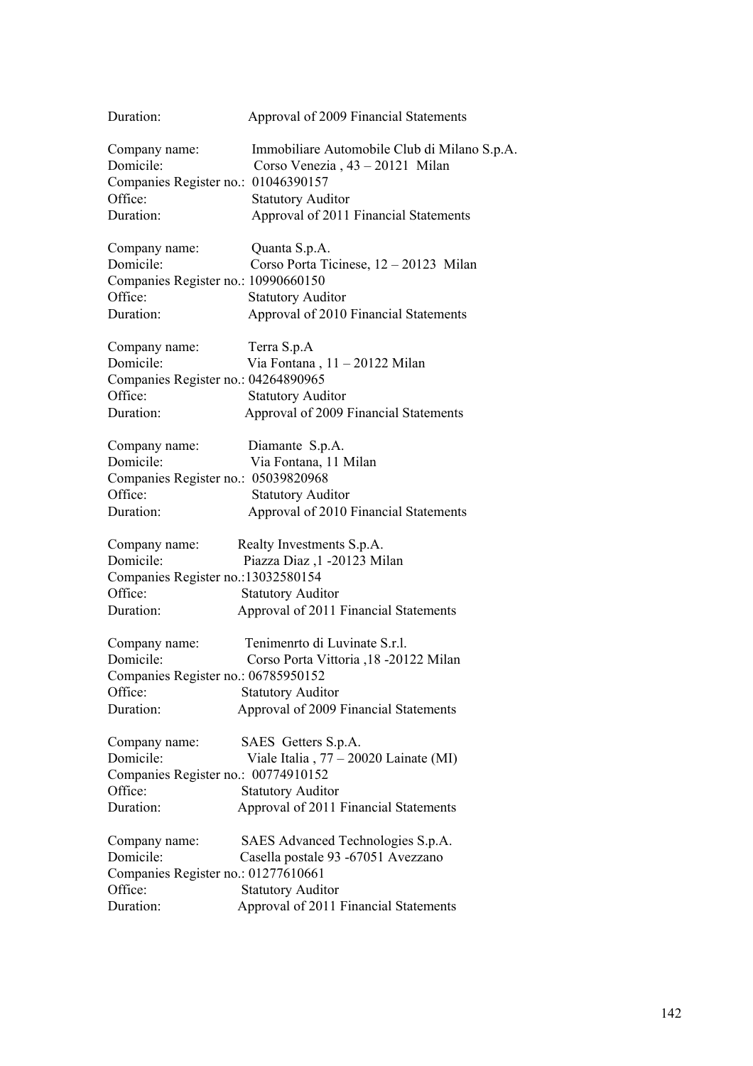Duration: Approval of 2009 Financial Statements

Company name: Immobiliare Automobile Club di Milano S.p.A.
Domicile: Corso Venezia , 43 – 20121 Milan
Companies Register no.: 01046390157
Office: Statutory Auditor
Duration: Approval of 2011 Financial Statements

Company name: Quanta S.p.A.
Domicile: Corso Porta Ticinese, 12 – 20123 Milan
Companies Register no.: 10990660150
Office: Statutory Auditor
Duration: Approval of 2010 Financial Statements

Company name: Terra S.p.A
Domicile: Via Fontana , 11 – 20122 Milan
Companies Register no.: 04264890965
Office: Statutory Auditor
Duration: Approval of 2009 Financial Statements

Company name: Diamante S.p.A.
Domicile: Via Fontana, 11 Milan
Companies Register no.: 05039820968
Office: Statutory Auditor
Duration: Approval of 2010 Financial Statements

Company name: Realty Investments S.p.A.
Domicile: Piazza Diaz ,1 -20123 Milan
Companies Register no.:13032580154
Office: Statutory Auditor
Duration: Approval of 2011 Financial Statements

Company name: Tenimenrto di Luvinate S.r.l.
Domicile: Corso Porta Vittoria ,18 -20122 Milan
Companies Register no.: 06785950152
Office: Statutory Auditor
Duration: Approval of 2009 Financial Statements

Company name: SAES Getters S.p.A.
Domicile: Viale Italia , 77 – 20020 Lainate (MI)
Companies Register no.: 00774910152
Office: Statutory Auditor
Duration: Approval of 2011 Financial Statements

Company name: SAES Advanced Technologies S.p.A.
Domicile: Casella postale 93 -67051 Avezzano
Companies Register no.: 01277610661
Office: Statutory Auditor
Duration: Approval of 2011 Financial Statements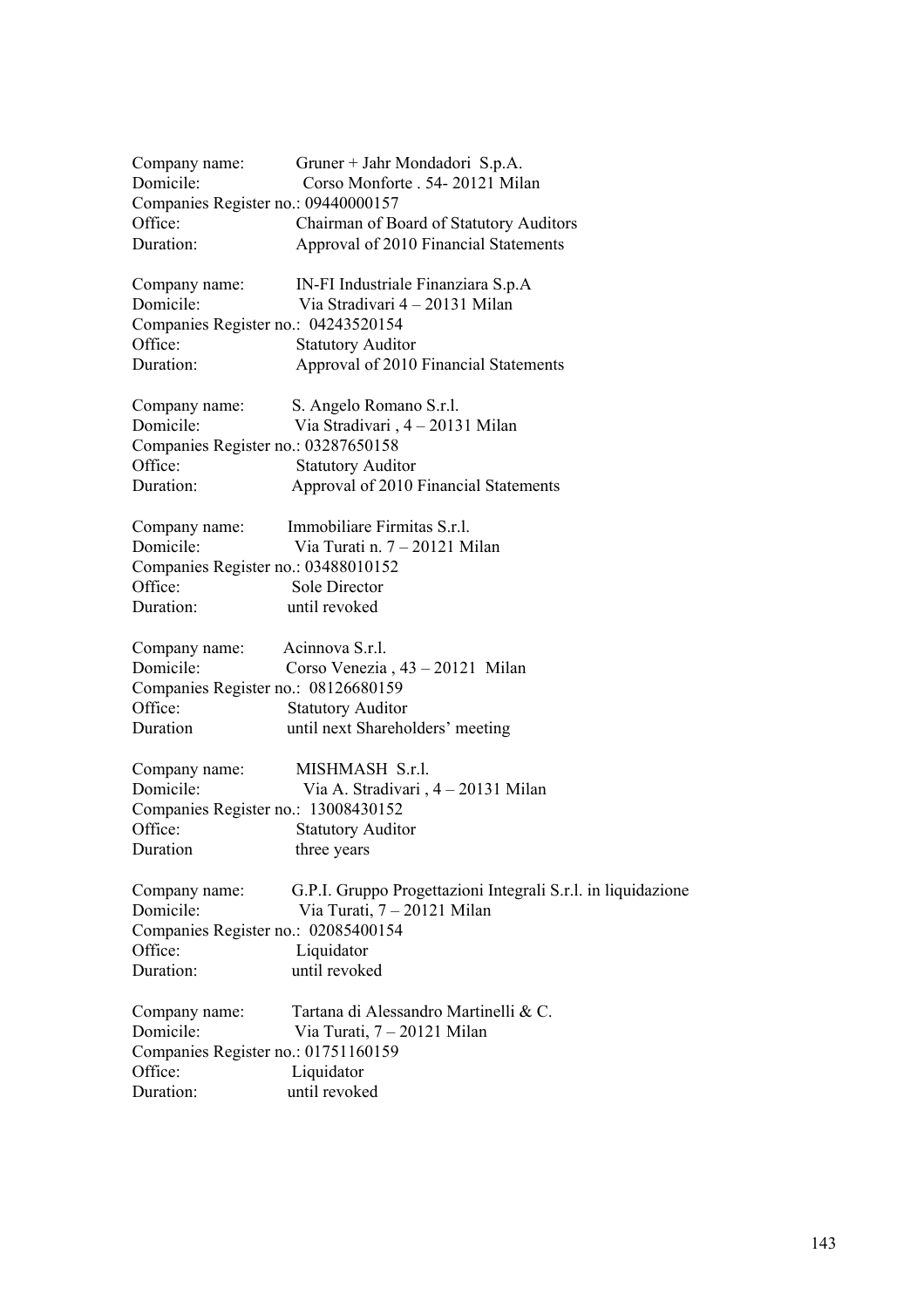Company name: Gruner + Jahr Mondadori S.p.A.
Domicile: Corso Monforte . 54- 20121 Milan
Companies Register no.: 09440000157
Office: Chairman of Board of Statutory Auditors
Duration: Approval of 2010 Financial Statements

Company name: IN-FI Industriale Finanziara S.p.A
Domicile: Via Stradivari 4 – 20131 Milan
Companies Register no.: 04243520154
Office: Statutory Auditor
Duration: Approval of 2010 Financial Statements

Company name: S. Angelo Romano S.r.l.
Domicile: Via Stradivari , 4 – 20131 Milan
Companies Register no.: 03287650158
Office: Statutory Auditor
Duration: Approval of 2010 Financial Statements

Company name: Immobiliare Firmitas S.r.l.
Domicile: Via Turati n. 7 – 20121 Milan
Companies Register no.: 03488010152
Office: Sole Director
Duration: until revoked

Company name: Acinnova S.r.l.
Domicile: Corso Venezia , 43 – 20121 Milan
Companies Register no.: 08126680159
Office: Statutory Auditor
Duration until next Shareholders' meeting

Company name: MISHMASH S.r.l.
Domicile: Via A. Stradivari , 4 – 20131 Milan
Companies Register no.: 13008430152
Office: Statutory Auditor
Duration three years

Company name: G.P.I. Gruppo Progettazioni Integrali S.r.l. in liquidazione
Domicile: Via Turati, 7 – 20121 Milan
Companies Register no.: 02085400154
Office: Liquidator
Duration: until revoked

Company name: Tartana di Alessandro Martinelli & C.
Domicile: Via Turati, 7 – 20121 Milan
Companies Register no.: 01751160159
Office: Liquidator
Duration: until revoked